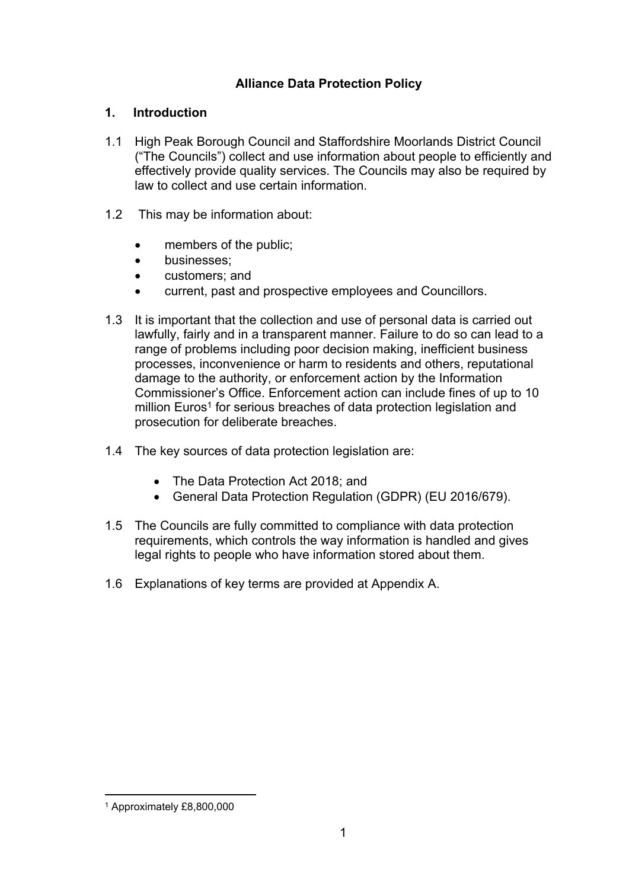# Alliance Data Protection Policy

## 1. Introduction

1.1 High Peak Borough Council and Staffordshire Moorlands District Council ("The Councils") collect and use information about people to efficiently and effectively provide quality services. The Councils may also be required by law to collect and use certain information.

1.2 This may be information about:

- members of the public;
- businesses;
- customers; and
- current, past and prospective employees and Councillors.

1.3 It is important that the collection and use of personal data is carried out lawfully, fairly and in a transparent manner. Failure to do so can lead to a range of problems including poor decision making, inefficient business processes, inconvenience or harm to residents and others, reputational damage to the authority, or enforcement action by the Information Commissioner's Office. Enforcement action can include fines of up to 10 million Euros[1] for serious breaches of data protection legislation and prosecution for deliberate breaches.

1.4 The key sources of data protection legislation are:

- The Data Protection Act 2018; and
- General Data Protection Regulation (GDPR) (EU 2016/679).

1.5 The Councils are fully committed to compliance with data protection requirements, which controls the way information is handled and gives legal rights to people who have information stored about them.

1.6 Explanations of key terms are provided at Appendix A.

[1] Approximately £8,800,000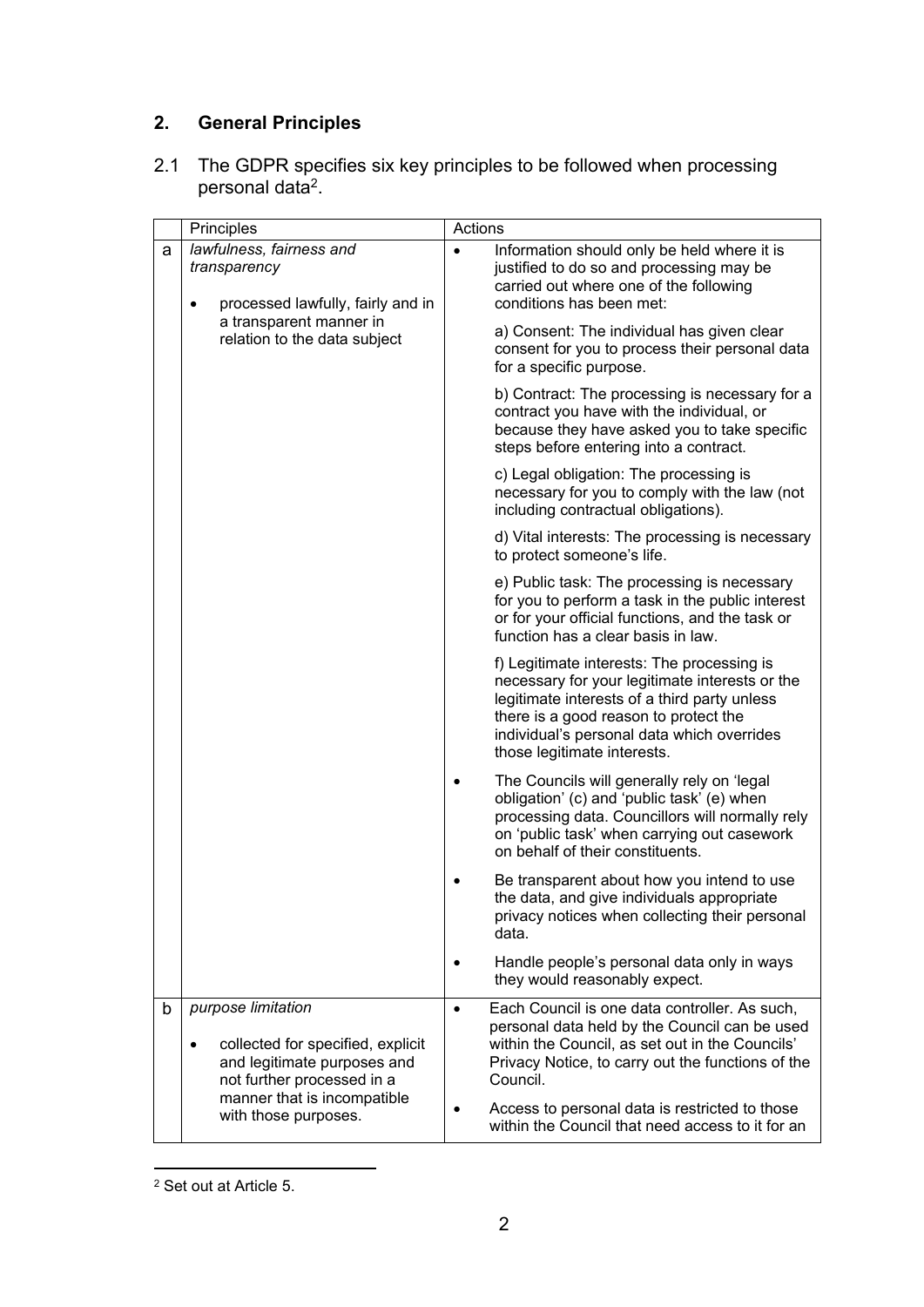## 2. General Principles

2.1 The GDPR specifies six key principles to be followed when processing personal data[2].

| | Principles | Actions |
|---|---|---|
| a | *lawfulness, fairness and transparency*<br><br>• processed lawfully, fairly and in a transparent manner in relation to the data subject | • Information should only be held where it is justified to do so and processing may be carried out where one of the following conditions has been met:<br><br>a) Consent: The individual has given clear consent for you to process their personal data for a specific purpose.<br><br>b) Contract: The processing is necessary for a contract you have with the individual, or because they have asked you to take specific steps before entering into a contract.<br><br>c) Legal obligation: The processing is necessary for you to comply with the law (not including contractual obligations).<br><br>d) Vital interests: The processing is necessary to protect someone's life.<br><br>e) Public task: The processing is necessary for you to perform a task in the public interest or for your official functions, and the task or function has a clear basis in law.<br><br>f) Legitimate interests: The processing is necessary for your legitimate interests or the legitimate interests of a third party unless there is a good reason to protect the individual's personal data which overrides those legitimate interests.<br><br>• The Councils will generally rely on 'legal obligation' (c) and 'public task' (e) when processing data. Councillors will normally rely on 'public task' when carrying out casework on behalf of their constituents.<br><br>• Be transparent about how you intend to use the data, and give individuals appropriate privacy notices when collecting their personal data.<br><br>• Handle people's personal data only in ways they would reasonably expect. |
| b | *purpose limitation*<br><br>• collected for specified, explicit and legitimate purposes and not further processed in a manner that is incompatible with those purposes. | • Each Council is one data controller. As such, personal data held by the Council can be used within the Council, as set out in the Councils' Privacy Notice, to carry out the functions of the Council.<br><br>• Access to personal data is restricted to those within the Council that need access to it for an |

[2] Set out at Article 5.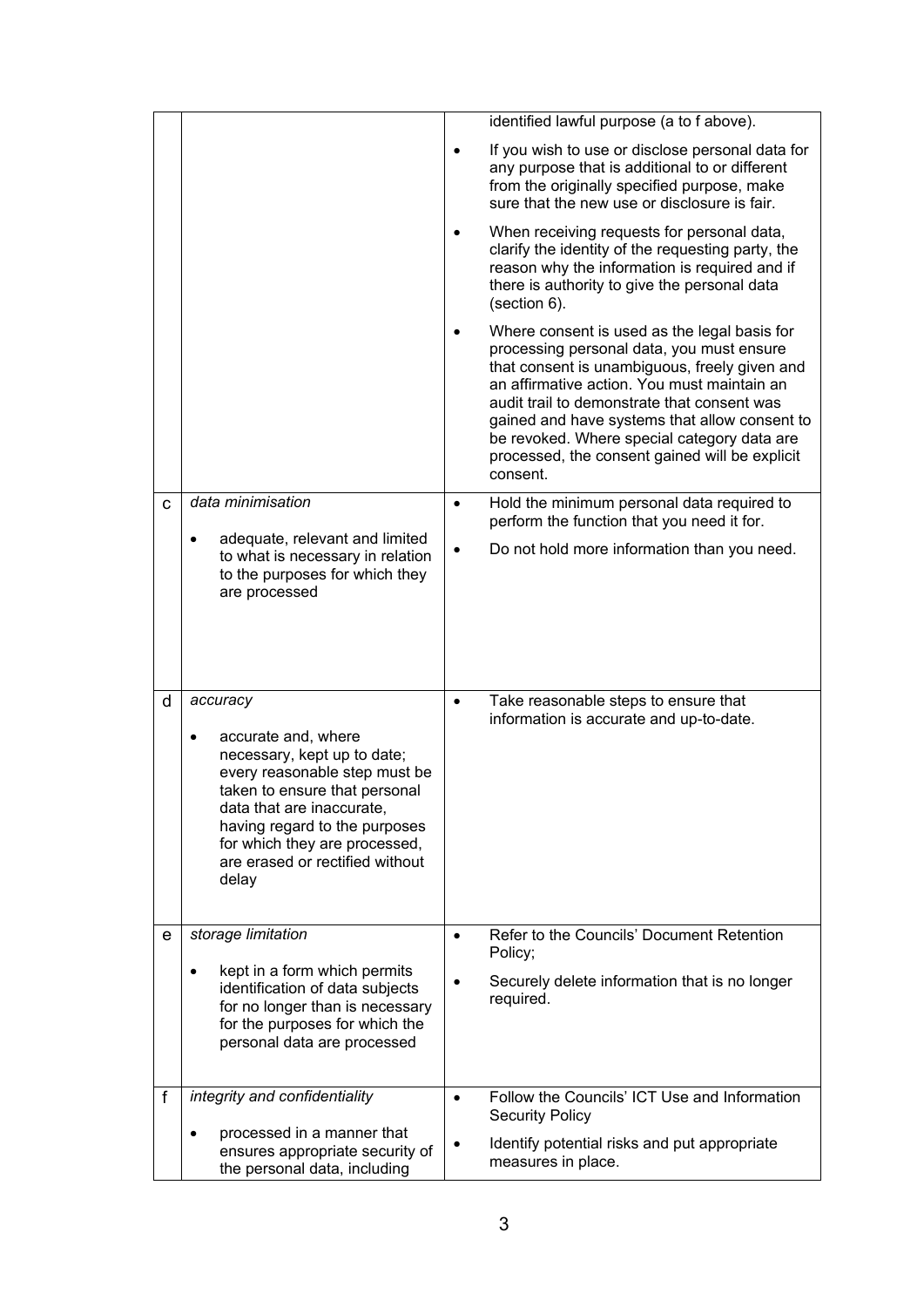|   |   |   |
|---|---|---|
|   |   | identified lawful purpose (a to f above).<br>• If you wish to use or disclose personal data for any purpose that is additional to or different from the originally specified purpose, make sure that the new use or disclosure is fair.<br>• When receiving requests for personal data, clarify the identity of the requesting party, the reason why the information is required and if there is authority to give the personal data (section 6).<br>• Where consent is used as the legal basis for processing personal data, you must ensure that consent is unambiguous, freely given and an affirmative action. You must maintain an audit trail to demonstrate that consent was gained and have systems that allow consent to be revoked. Where special category data are processed, the consent gained will be explicit consent. |
| c | *data minimisation*<br>• adequate, relevant and limited to what is necessary in relation to the purposes for which they are processed | • Hold the minimum personal data required to perform the function that you need it for.<br>• Do not hold more information than you need. |
| d | *accuracy*<br>• accurate and, where necessary, kept up to date; every reasonable step must be taken to ensure that personal data that are inaccurate, having regard to the purposes for which they are processed, are erased or rectified without delay | • Take reasonable steps to ensure that information is accurate and up-to-date. |
| e | *storage limitation*<br>• kept in a form which permits identification of data subjects for no longer than is necessary for the purposes for which the personal data are processed | • Refer to the Councils' Document Retention Policy;<br>• Securely delete information that is no longer required. |
| f | *integrity and confidentiality*<br>• processed in a manner that ensures appropriate security of the personal data, including | • Follow the Councils' ICT Use and Information Security Policy<br>• Identify potential risks and put appropriate measures in place. |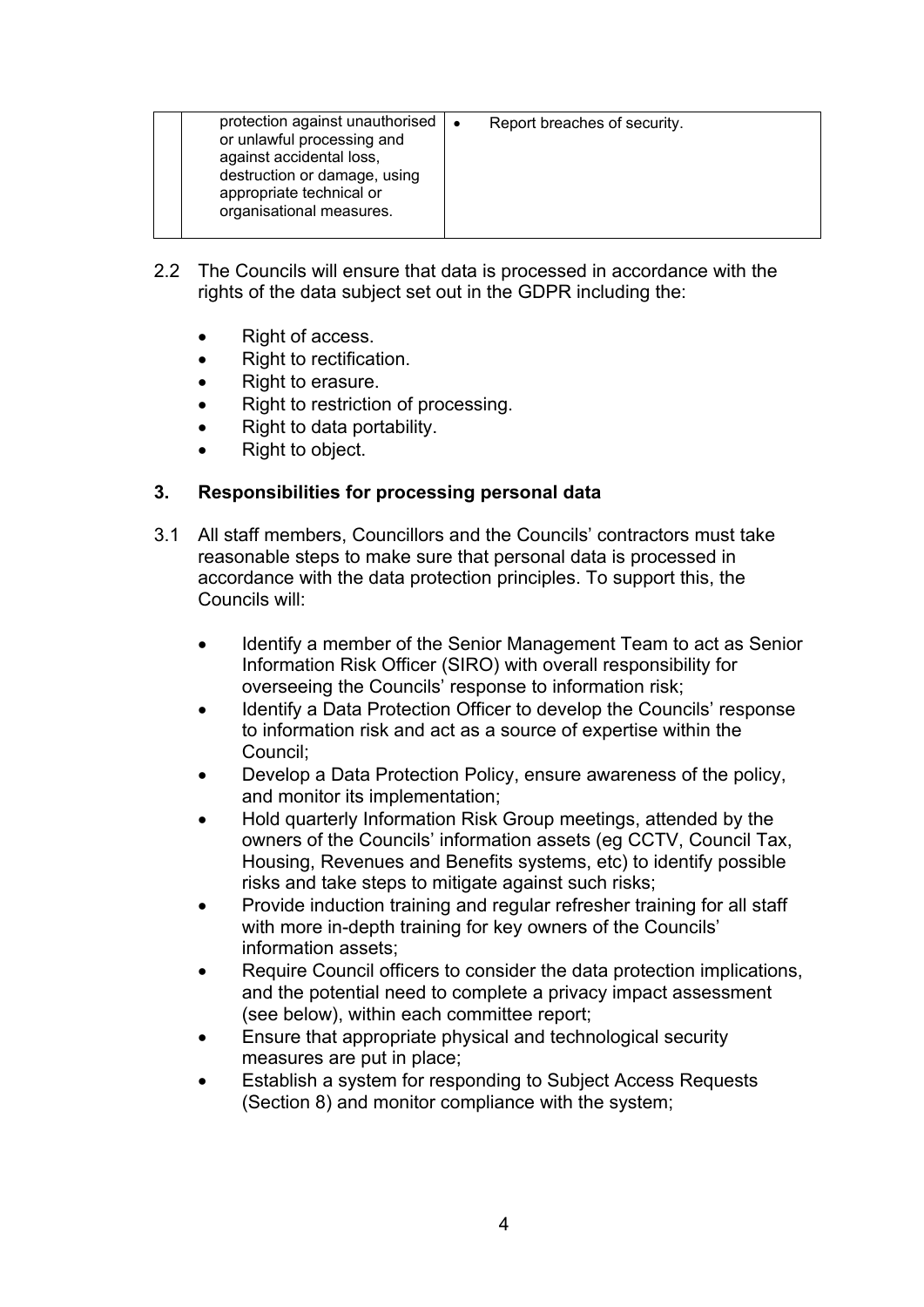| | protection against unauthorised or unlawful processing and against accidental loss, destruction or damage, using appropriate technical or organisational measures. | • Report breaches of security. |
|---|---|---|

2.2 The Councils will ensure that data is processed in accordance with the rights of the data subject set out in the GDPR including the:

- Right of access.
- Right to rectification.
- Right to erasure.
- Right to restriction of processing.
- Right to data portability.
- Right to object.

## 3. Responsibilities for processing personal data

3.1 All staff members, Councillors and the Councils' contractors must take reasonable steps to make sure that personal data is processed in accordance with the data protection principles. To support this, the Councils will:

- Identify a member of the Senior Management Team to act as Senior Information Risk Officer (SIRO) with overall responsibility for overseeing the Councils' response to information risk;
- Identify a Data Protection Officer to develop the Councils' response to information risk and act as a source of expertise within the Council;
- Develop a Data Protection Policy, ensure awareness of the policy, and monitor its implementation;
- Hold quarterly Information Risk Group meetings, attended by the owners of the Councils' information assets (eg CCTV, Council Tax, Housing, Revenues and Benefits systems, etc) to identify possible risks and take steps to mitigate against such risks;
- Provide induction training and regular refresher training for all staff with more in-depth training for key owners of the Councils' information assets;
- Require Council officers to consider the data protection implications, and the potential need to complete a privacy impact assessment (see below), within each committee report;
- Ensure that appropriate physical and technological security measures are put in place;
- Establish a system for responding to Subject Access Requests (Section 8) and monitor compliance with the system;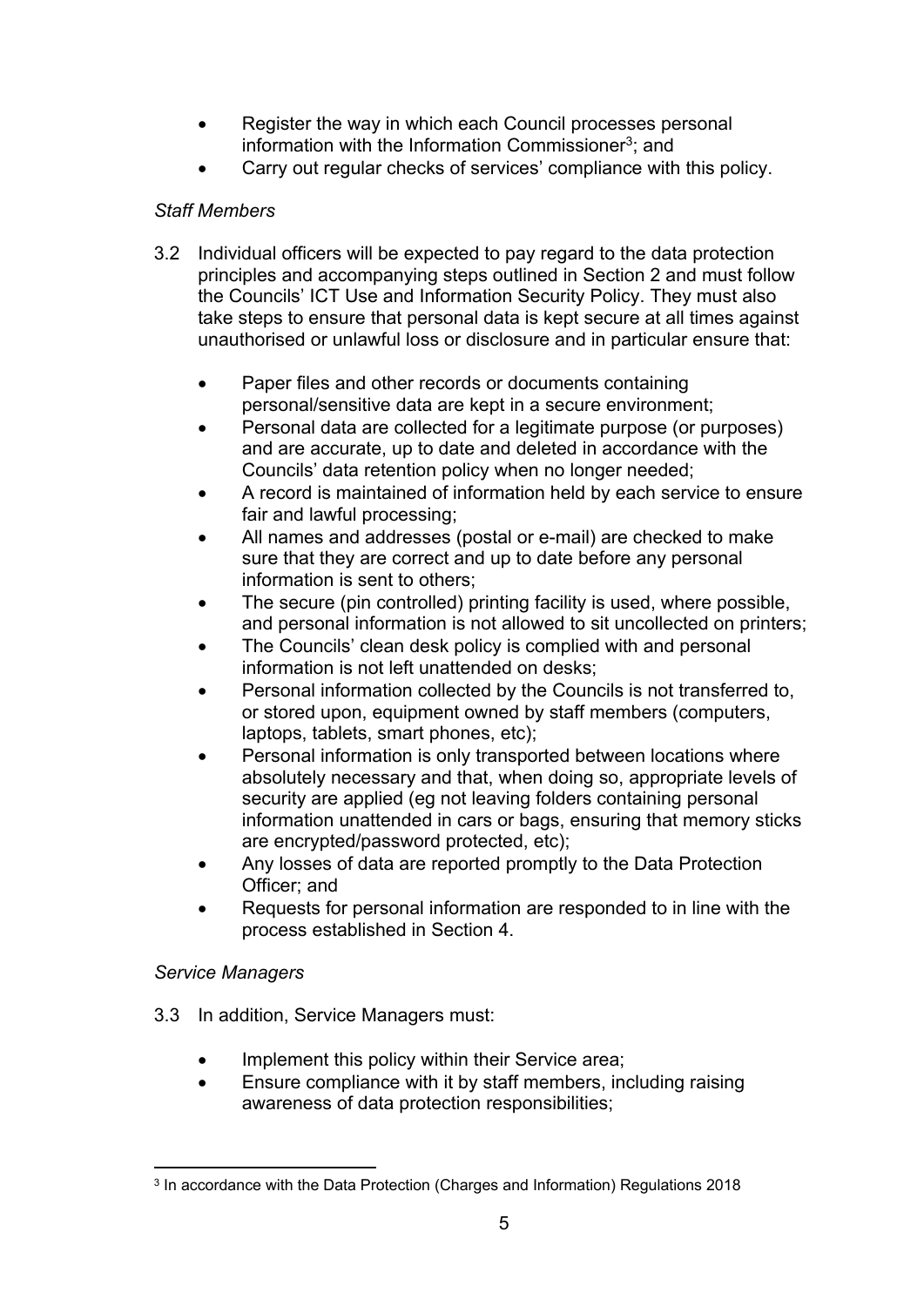- Register the way in which each Council processes personal information with the Information Commissioner[3]; and
- Carry out regular checks of services' compliance with this policy.

*Staff Members*

3.2 Individual officers will be expected to pay regard to the data protection principles and accompanying steps outlined in Section 2 and must follow the Councils' ICT Use and Information Security Policy. They must also take steps to ensure that personal data is kept secure at all times against unauthorised or unlawful loss or disclosure and in particular ensure that:

- Paper files and other records or documents containing personal/sensitive data are kept in a secure environment;
- Personal data are collected for a legitimate purpose (or purposes) and are accurate, up to date and deleted in accordance with the Councils' data retention policy when no longer needed;
- A record is maintained of information held by each service to ensure fair and lawful processing;
- All names and addresses (postal or e-mail) are checked to make sure that they are correct and up to date before any personal information is sent to others;
- The secure (pin controlled) printing facility is used, where possible, and personal information is not allowed to sit uncollected on printers;
- The Councils' clean desk policy is complied with and personal information is not left unattended on desks;
- Personal information collected by the Councils is not transferred to, or stored upon, equipment owned by staff members (computers, laptops, tablets, smart phones, etc);
- Personal information is only transported between locations where absolutely necessary and that, when doing so, appropriate levels of security are applied (eg not leaving folders containing personal information unattended in cars or bags, ensuring that memory sticks are encrypted/password protected, etc);
- Any losses of data are reported promptly to the Data Protection Officer; and
- Requests for personal information are responded to in line with the process established in Section 4.

*Service Managers*

3.3 In addition, Service Managers must:

- Implement this policy within their Service area;
- Ensure compliance with it by staff members, including raising awareness of data protection responsibilities;

---

[3] In accordance with the Data Protection (Charges and Information) Regulations 2018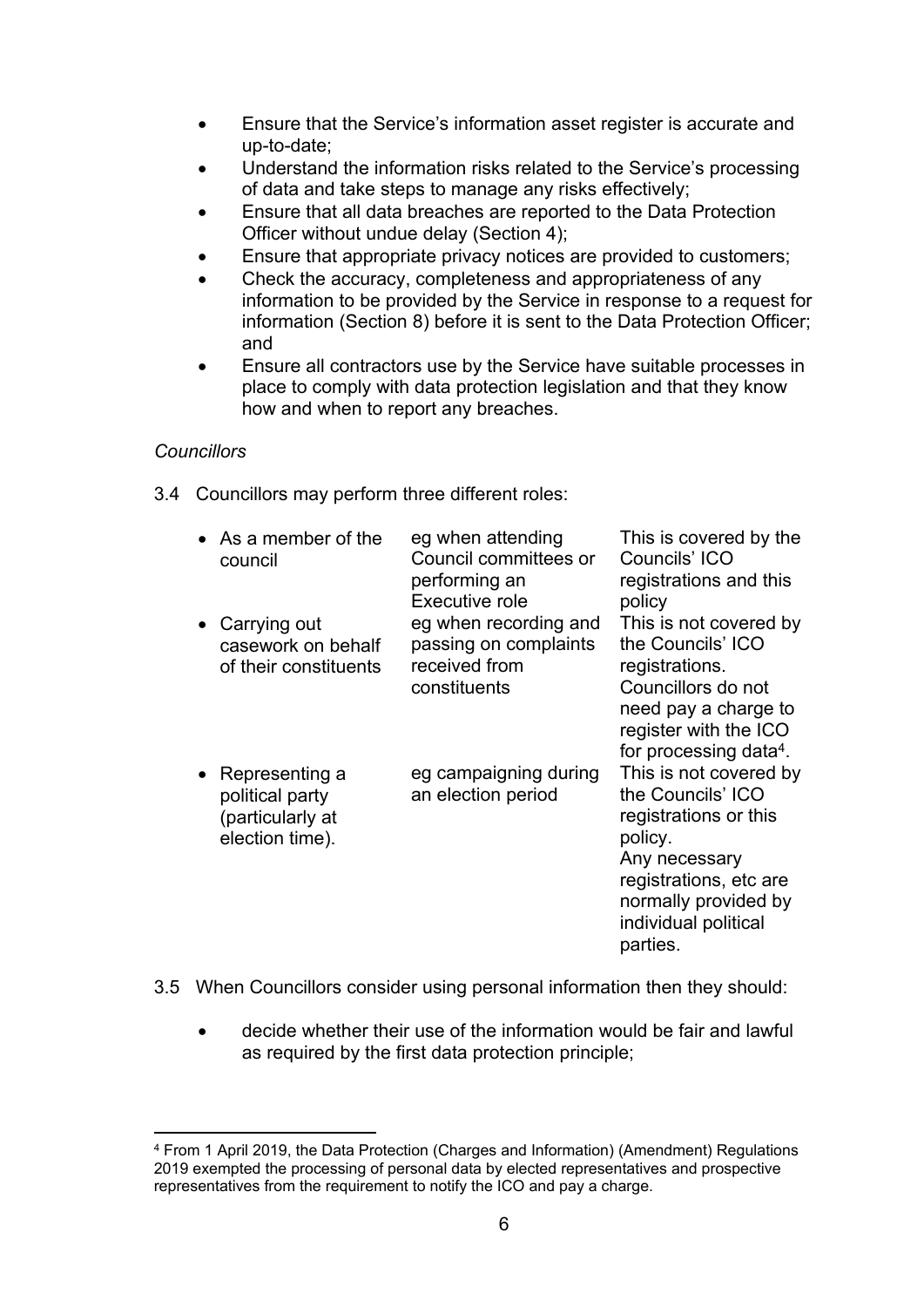- Ensure that the Service's information asset register is accurate and up-to-date;
- Understand the information risks related to the Service's processing of data and take steps to manage any risks effectively;
- Ensure that all data breaches are reported to the Data Protection Officer without undue delay (Section 4);
- Ensure that appropriate privacy notices are provided to customers;
- Check the accuracy, completeness and appropriateness of any information to be provided by the Service in response to a request for information (Section 8) before it is sent to the Data Protection Officer; and
- Ensure all contractors use by the Service have suitable processes in place to comply with data protection legislation and that they know how and when to report any breaches.

*Councillors*

3.4 Councillors may perform three different roles:

| Role | Example | Coverage |
|---|---|---|
| • As a member of the council | eg when attending Council committees or performing an Executive role | This is covered by the Councils' ICO registrations and this policy |
| • Carrying out casework on behalf of their constituents | eg when recording and passing on complaints received from constituents | This is not covered by the Councils' ICO registrations. Councillors do not need pay a charge to register with the ICO for processing data[4]. |
| • Representing a political party (particularly at election time). | eg campaigning during an election period | This is not covered by the Councils' ICO registrations or this policy. Any necessary registrations, etc are normally provided by individual political parties. |

3.5 When Councillors consider using personal information then they should:

- decide whether their use of the information would be fair and lawful as required by the first data protection principle;

[4] From 1 April 2019, the Data Protection (Charges and Information) (Amendment) Regulations 2019 exempted the processing of personal data by elected representatives and prospective representatives from the requirement to notify the ICO and pay a charge.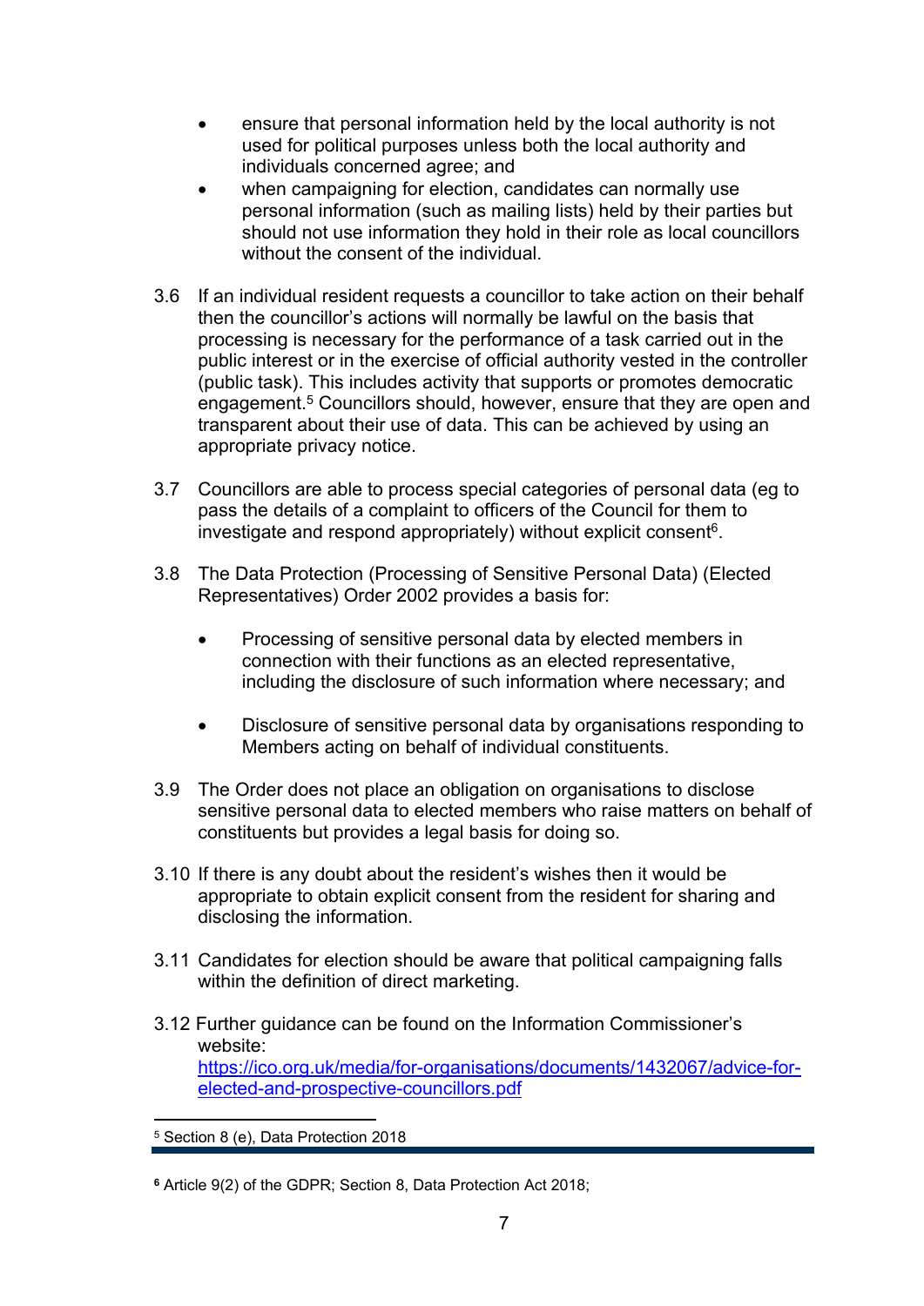- ensure that personal information held by the local authority is not used for political purposes unless both the local authority and individuals concerned agree; and
- when campaigning for election, candidates can normally use personal information (such as mailing lists) held by their parties but should not use information they hold in their role as local councillors without the consent of the individual.

3.6 If an individual resident requests a councillor to take action on their behalf then the councillor's actions will normally be lawful on the basis that processing is necessary for the performance of a task carried out in the public interest or in the exercise of official authority vested in the controller (public task). This includes activity that supports or promotes democratic engagement.[5] Councillors should, however, ensure that they are open and transparent about their use of data. This can be achieved by using an appropriate privacy notice.

3.7 Councillors are able to process special categories of personal data (eg to pass the details of a complaint to officers of the Council for them to investigate and respond appropriately) without explicit consent[6].

3.8 The Data Protection (Processing of Sensitive Personal Data) (Elected Representatives) Order 2002 provides a basis for:

- Processing of sensitive personal data by elected members in connection with their functions as an elected representative, including the disclosure of such information where necessary; and
- Disclosure of sensitive personal data by organisations responding to Members acting on behalf of individual constituents.

3.9 The Order does not place an obligation on organisations to disclose sensitive personal data to elected members who raise matters on behalf of constituents but provides a legal basis for doing so.

3.10 If there is any doubt about the resident's wishes then it would be appropriate to obtain explicit consent from the resident for sharing and disclosing the information.

3.11 Candidates for election should be aware that political campaigning falls within the definition of direct marketing.

3.12 Further guidance can be found on the Information Commissioner's website: [https://ico.org.uk/media/for-organisations/documents/1432067/advice-for-elected-and-prospective-councillors.pdf](https://ico.org.uk/media/for-organisations/documents/1432067/advice-for-elected-and-prospective-councillors.pdf)

---

[5] Section 8 (e), Data Protection 2018

[6] Article 9(2) of the GDPR; Section 8, Data Protection Act 2018;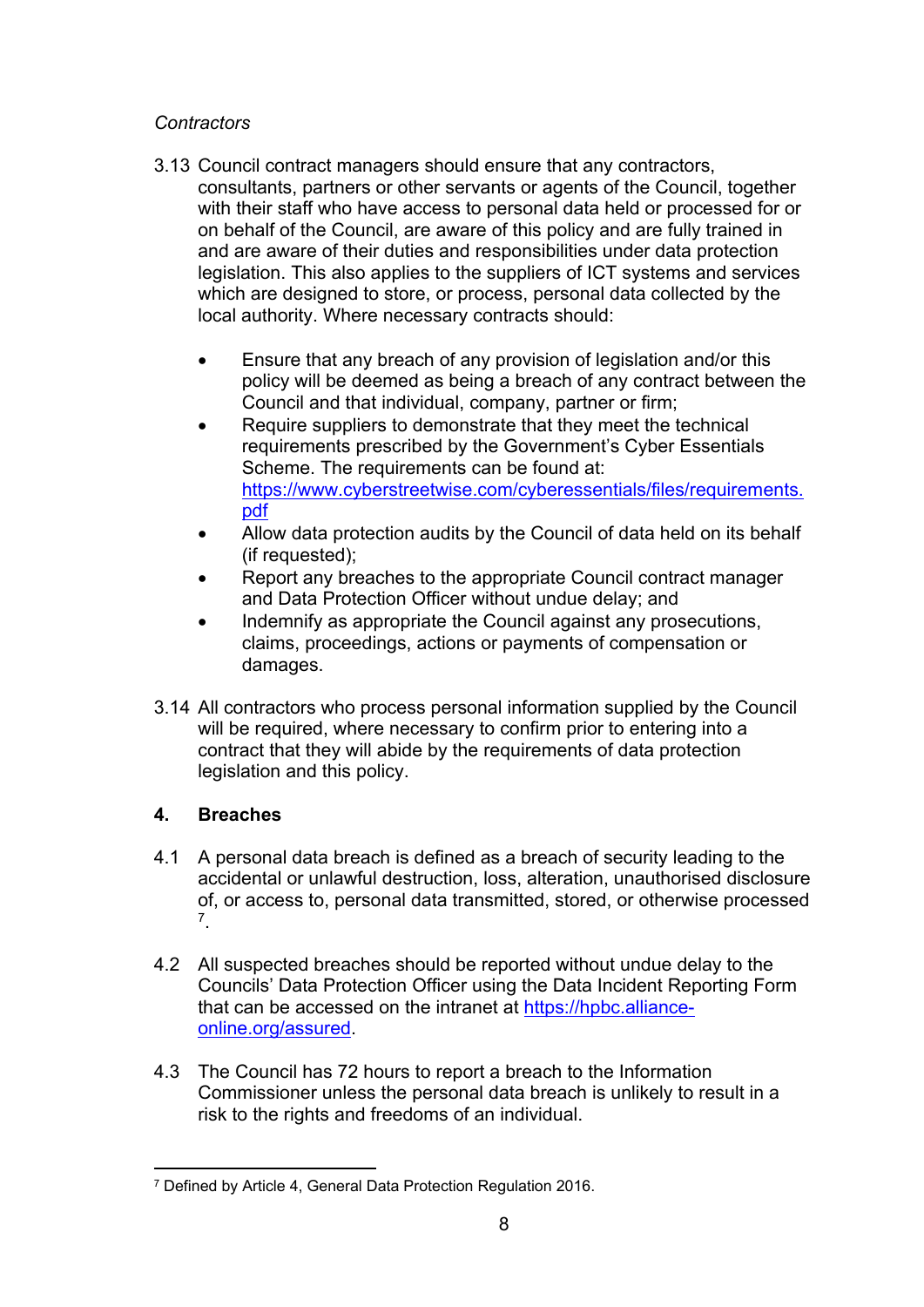*Contractors*

3.13 Council contract managers should ensure that any contractors, consultants, partners or other servants or agents of the Council, together with their staff who have access to personal data held or processed for or on behalf of the Council, are aware of this policy and are fully trained in and are aware of their duties and responsibilities under data protection legislation. This also applies to the suppliers of ICT systems and services which are designed to store, or process, personal data collected by the local authority. Where necessary contracts should:

- Ensure that any breach of any provision of legislation and/or this policy will be deemed as being a breach of any contract between the Council and that individual, company, partner or firm;
- Require suppliers to demonstrate that they meet the technical requirements prescribed by the Government's Cyber Essentials Scheme. The requirements can be found at: https://www.cyberstreetwise.com/cyberessentials/files/requirements.pdf
- Allow data protection audits by the Council of data held on its behalf (if requested);
- Report any breaches to the appropriate Council contract manager and Data Protection Officer without undue delay; and
- Indemnify as appropriate the Council against any prosecutions, claims, proceedings, actions or payments of compensation or damages.

3.14 All contractors who process personal information supplied by the Council will be required, where necessary to confirm prior to entering into a contract that they will abide by the requirements of data protection legislation and this policy.

## 4. Breaches

4.1 A personal data breach is defined as a breach of security leading to the accidental or unlawful destruction, loss, alteration, unauthorised disclosure of, or access to, personal data transmitted, stored, or otherwise processed [7].

4.2 All suspected breaches should be reported without undue delay to the Councils' Data Protection Officer using the Data Incident Reporting Form that can be accessed on the intranet at https://hpbc.alliance-online.org/assured.

4.3 The Council has 72 hours to report a breach to the Information Commissioner unless the personal data breach is unlikely to result in a risk to the rights and freedoms of an individual.

---

[7] Defined by Article 4, General Data Protection Regulation 2016.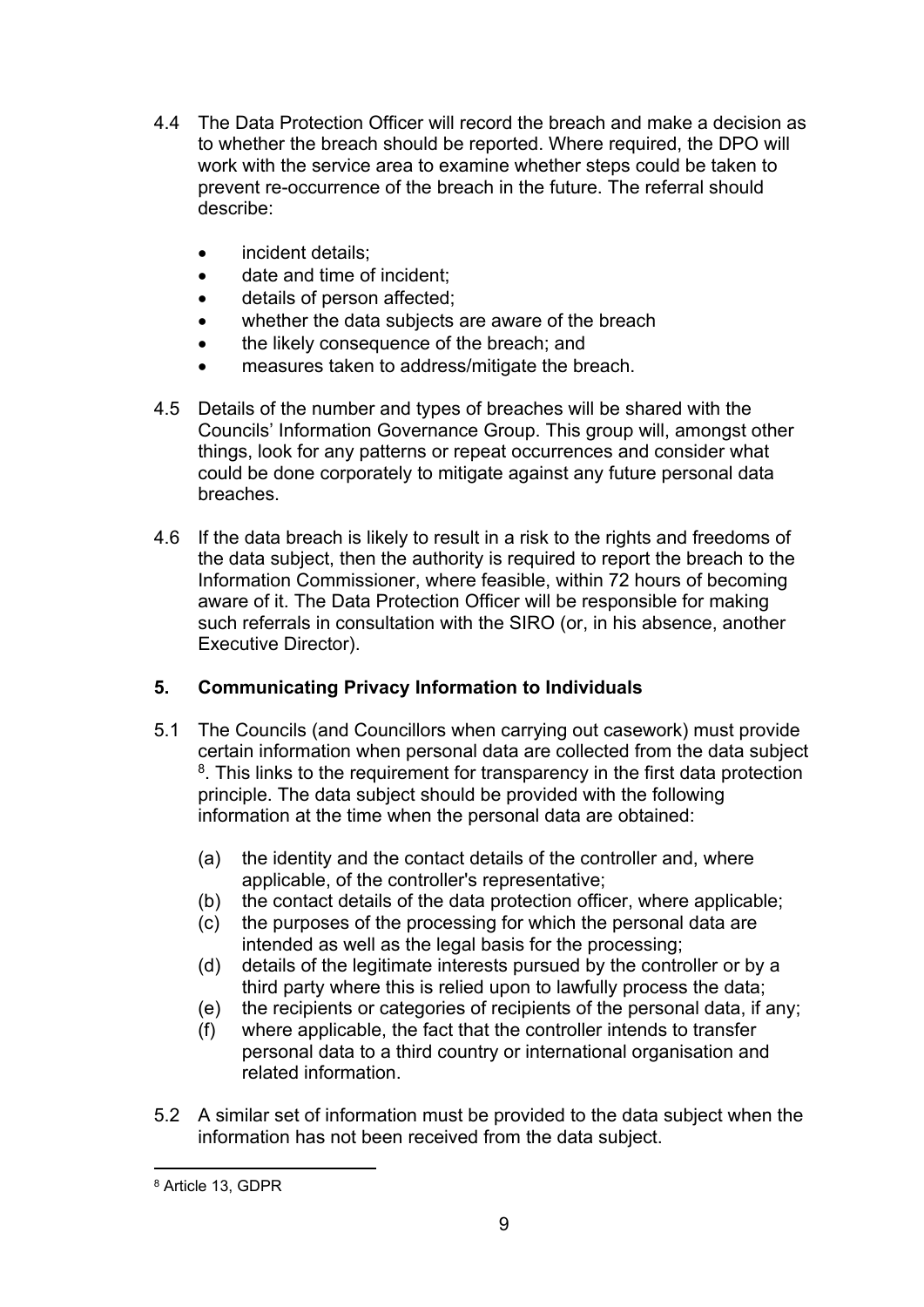4.4 The Data Protection Officer will record the breach and make a decision as to whether the breach should be reported. Where required, the DPO will work with the service area to examine whether steps could be taken to prevent re-occurrence of the breach in the future. The referral should describe:

- incident details;
- date and time of incident;
- details of person affected;
- whether the data subjects are aware of the breach
- the likely consequence of the breach; and
- measures taken to address/mitigate the breach.

4.5 Details of the number and types of breaches will be shared with the Councils' Information Governance Group. This group will, amongst other things, look for any patterns or repeat occurrences and consider what could be done corporately to mitigate against any future personal data breaches.

4.6 If the data breach is likely to result in a risk to the rights and freedoms of the data subject, then the authority is required to report the breach to the Information Commissioner, where feasible, within 72 hours of becoming aware of it. The Data Protection Officer will be responsible for making such referrals in consultation with the SIRO (or, in his absence, another Executive Director).

## 5. Communicating Privacy Information to Individuals

5.1 The Councils (and Councillors when carrying out casework) must provide certain information when personal data are collected from the data subject [8]. This links to the requirement for transparency in the first data protection principle. The data subject should be provided with the following information at the time when the personal data are obtained:

(a) the identity and the contact details of the controller and, where applicable, of the controller's representative;
(b) the contact details of the data protection officer, where applicable;
(c) the purposes of the processing for which the personal data are intended as well as the legal basis for the processing;
(d) details of the legitimate interests pursued by the controller or by a third party where this is relied upon to lawfully process the data;
(e) the recipients or categories of recipients of the personal data, if any;
(f) where applicable, the fact that the controller intends to transfer personal data to a third country or international organisation and related information.

5.2 A similar set of information must be provided to the data subject when the information has not been received from the data subject.

[8] Article 13, GDPR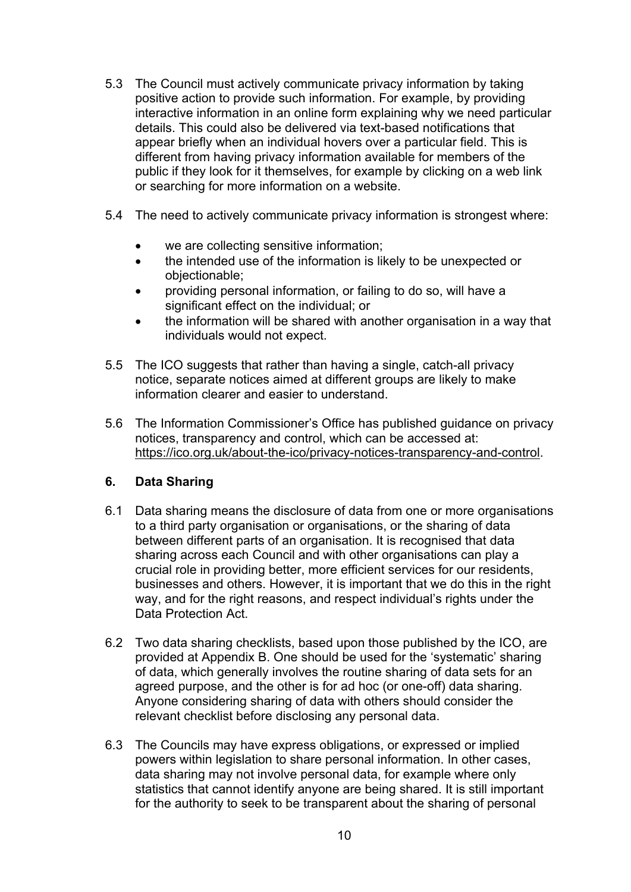5.3 The Council must actively communicate privacy information by taking positive action to provide such information. For example, by providing interactive information in an online form explaining why we need particular details. This could also be delivered via text-based notifications that appear briefly when an individual hovers over a particular field. This is different from having privacy information available for members of the public if they look for it themselves, for example by clicking on a web link or searching for more information on a website.

5.4 The need to actively communicate privacy information is strongest where:

- we are collecting sensitive information;
- the intended use of the information is likely to be unexpected or objectionable;
- providing personal information, or failing to do so, will have a significant effect on the individual; or
- the information will be shared with another organisation in a way that individuals would not expect.

5.5 The ICO suggests that rather than having a single, catch-all privacy notice, separate notices aimed at different groups are likely to make information clearer and easier to understand.

5.6 The Information Commissioner's Office has published guidance on privacy notices, transparency and control, which can be accessed at: https://ico.org.uk/about-the-ico/privacy-notices-transparency-and-control.

## 6. Data Sharing

6.1 Data sharing means the disclosure of data from one or more organisations to a third party organisation or organisations, or the sharing of data between different parts of an organisation. It is recognised that data sharing across each Council and with other organisations can play a crucial role in providing better, more efficient services for our residents, businesses and others. However, it is important that we do this in the right way, and for the right reasons, and respect individual's rights under the Data Protection Act.

6.2 Two data sharing checklists, based upon those published by the ICO, are provided at Appendix B. One should be used for the 'systematic' sharing of data, which generally involves the routine sharing of data sets for an agreed purpose, and the other is for ad hoc (or one-off) data sharing. Anyone considering sharing of data with others should consider the relevant checklist before disclosing any personal data.

6.3 The Councils may have express obligations, or expressed or implied powers within legislation to share personal information. In other cases, data sharing may not involve personal data, for example where only statistics that cannot identify anyone are being shared. It is still important for the authority to seek to be transparent about the sharing of personal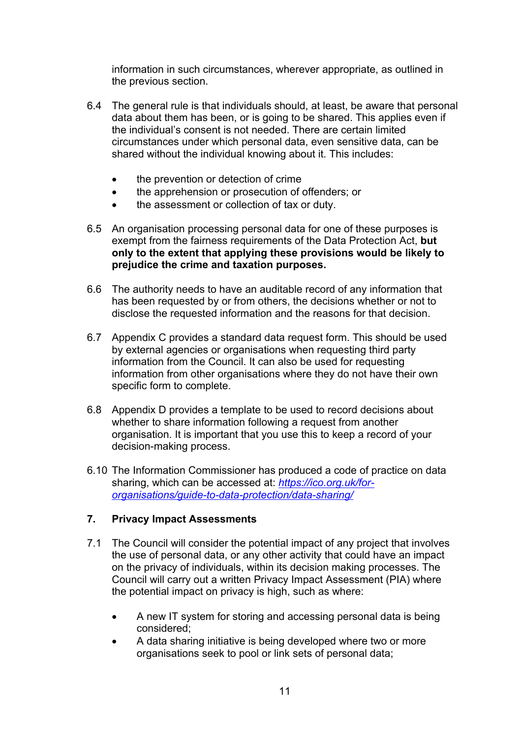information in such circumstances, wherever appropriate, as outlined in the previous section.

6.4 The general rule is that individuals should, at least, be aware that personal data about them has been, or is going to be shared. This applies even if the individual's consent is not needed. There are certain limited circumstances under which personal data, even sensitive data, can be shared without the individual knowing about it. This includes:

- the prevention or detection of crime
- the apprehension or prosecution of offenders; or
- the assessment or collection of tax or duty.

6.5 An organisation processing personal data for one of these purposes is exempt from the fairness requirements of the Data Protection Act, **but only to the extent that applying these provisions would be likely to prejudice the crime and taxation purposes.**

6.6 The authority needs to have an auditable record of any information that has been requested by or from others, the decisions whether or not to disclose the requested information and the reasons for that decision.

6.7 Appendix C provides a standard data request form. This should be used by external agencies or organisations when requesting third party information from the Council. It can also be used for requesting information from other organisations where they do not have their own specific form to complete.

6.8 Appendix D provides a template to be used to record decisions about whether to share information following a request from another organisation. It is important that you use this to keep a record of your decision-making process.

6.10 The Information Commissioner has produced a code of practice on data sharing, which can be accessed at: *[https://ico.org.uk/for-organisations/guide-to-data-protection/data-sharing/](https://ico.org.uk/for-organisations/guide-to-data-protection/data-sharing/)*

## 7. Privacy Impact Assessments

7.1 The Council will consider the potential impact of any project that involves the use of personal data, or any other activity that could have an impact on the privacy of individuals, within its decision making processes. The Council will carry out a written Privacy Impact Assessment (PIA) where the potential impact on privacy is high, such as where:

- A new IT system for storing and accessing personal data is being considered;
- A data sharing initiative is being developed where two or more organisations seek to pool or link sets of personal data;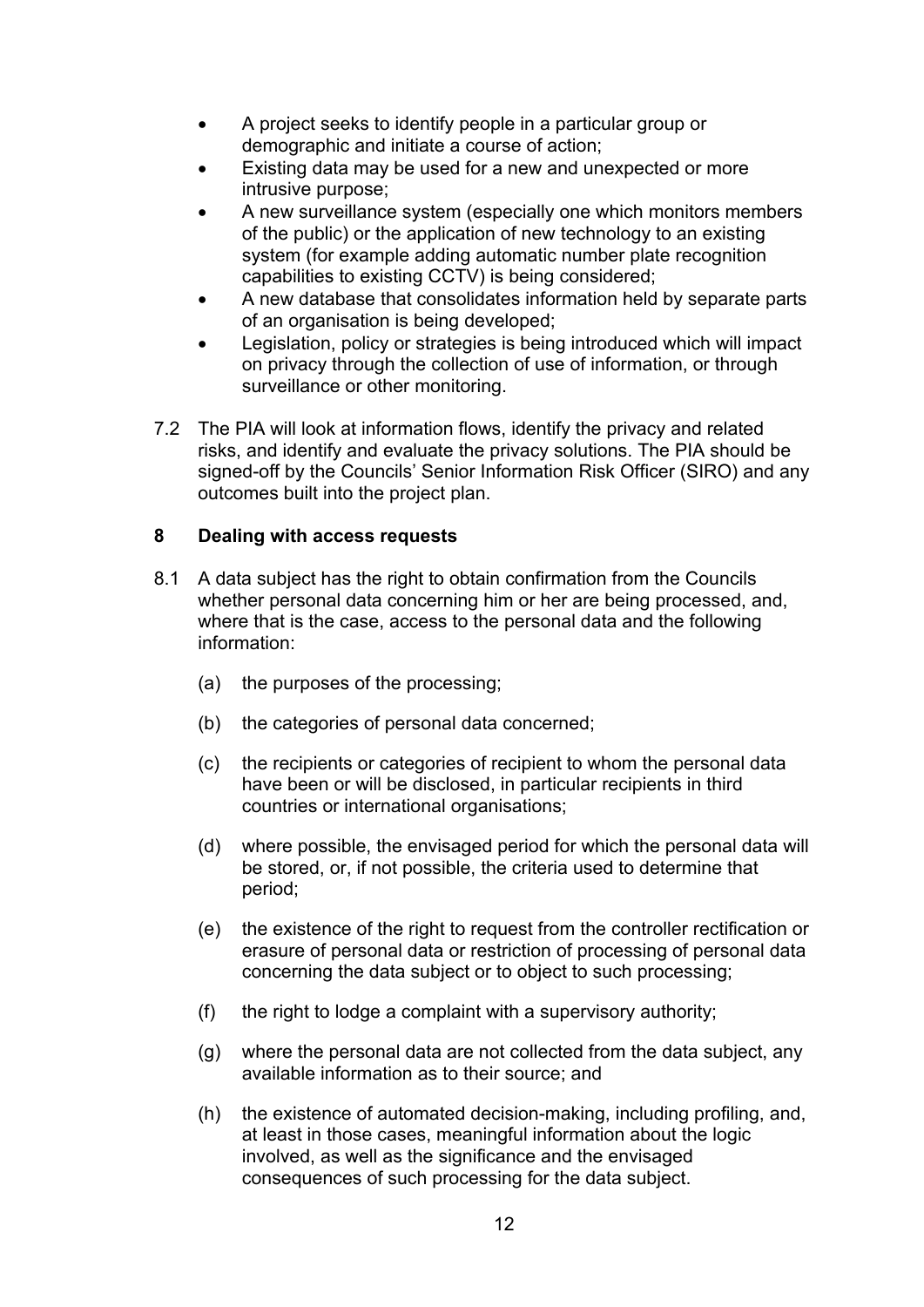- A project seeks to identify people in a particular group or demographic and initiate a course of action;
- Existing data may be used for a new and unexpected or more intrusive purpose;
- A new surveillance system (especially one which monitors members of the public) or the application of new technology to an existing system (for example adding automatic number plate recognition capabilities to existing CCTV) is being considered;
- A new database that consolidates information held by separate parts of an organisation is being developed;
- Legislation, policy or strategies is being introduced which will impact on privacy through the collection of use of information, or through surveillance or other monitoring.

7.2 The PIA will look at information flows, identify the privacy and related risks, and identify and evaluate the privacy solutions. The PIA should be signed-off by the Councils' Senior Information Risk Officer (SIRO) and any outcomes built into the project plan.

## 8 Dealing with access requests

8.1 A data subject has the right to obtain confirmation from the Councils whether personal data concerning him or her are being processed, and, where that is the case, access to the personal data and the following information:

(a) the purposes of the processing;

(b) the categories of personal data concerned;

(c) the recipients or categories of recipient to whom the personal data have been or will be disclosed, in particular recipients in third countries or international organisations;

(d) where possible, the envisaged period for which the personal data will be stored, or, if not possible, the criteria used to determine that period;

(e) the existence of the right to request from the controller rectification or erasure of personal data or restriction of processing of personal data concerning the data subject or to object to such processing;

(f) the right to lodge a complaint with a supervisory authority;

(g) where the personal data are not collected from the data subject, any available information as to their source; and

(h) the existence of automated decision-making, including profiling, and, at least in those cases, meaningful information about the logic involved, as well as the significance and the envisaged consequences of such processing for the data subject.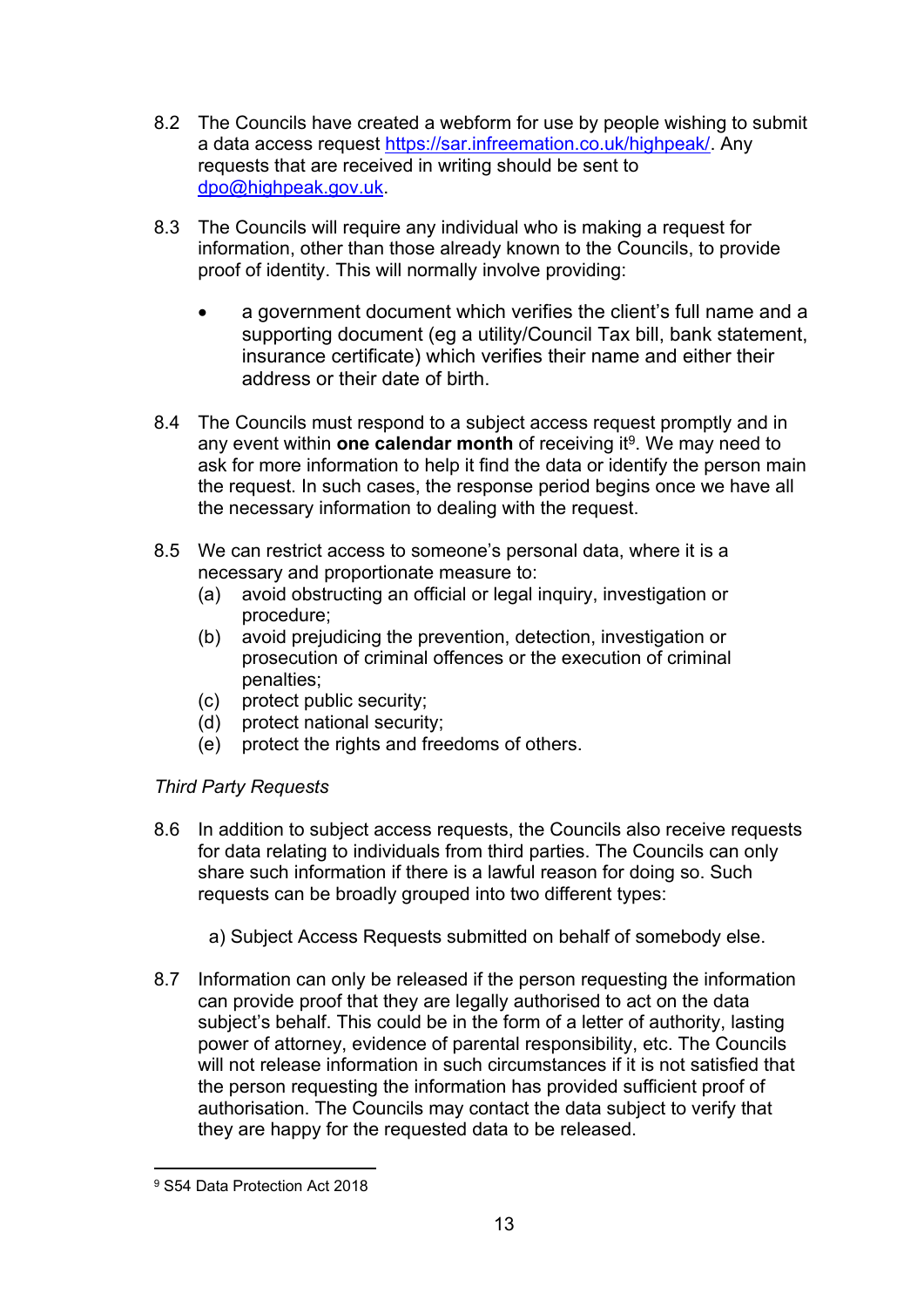8.2 The Councils have created a webform for use by people wishing to submit a data access request [https://sar.infreemation.co.uk/highpeak/](https://sar.infreemation.co.uk/highpeak/). Any requests that are received in writing should be sent to [dpo@highpeak.gov.uk](mailto:dpo@highpeak.gov.uk).

8.3 The Councils will require any individual who is making a request for information, other than those already known to the Councils, to provide proof of identity. This will normally involve providing:

- a government document which verifies the client's full name and a supporting document (eg a utility/Council Tax bill, bank statement, insurance certificate) which verifies their name and either their address or their date of birth.

8.4 The Councils must respond to a subject access request promptly and in any event within **one calendar month** of receiving it[9]. We may need to ask for more information to help it find the data or identify the person main the request. In such cases, the response period begins once we have all the necessary information to dealing with the request.

8.5 We can restrict access to someone's personal data, where it is a necessary and proportionate measure to:

(a) avoid obstructing an official or legal inquiry, investigation or procedure;
(b) avoid prejudicing the prevention, detection, investigation or prosecution of criminal offences or the execution of criminal penalties;
(c) protect public security;
(d) protect national security;
(e) protect the rights and freedoms of others.

*Third Party Requests*

8.6 In addition to subject access requests, the Councils also receive requests for data relating to individuals from third parties. The Councils can only share such information if there is a lawful reason for doing so. Such requests can be broadly grouped into two different types:

a) Subject Access Requests submitted on behalf of somebody else.

8.7 Information can only be released if the person requesting the information can provide proof that they are legally authorised to act on the data subject's behalf. This could be in the form of a letter of authority, lasting power of attorney, evidence of parental responsibility, etc. The Councils will not release information in such circumstances if it is not satisfied that the person requesting the information has provided sufficient proof of authorisation. The Councils may contact the data subject to verify that they are happy for the requested data to be released.

---

[9] S54 Data Protection Act 2018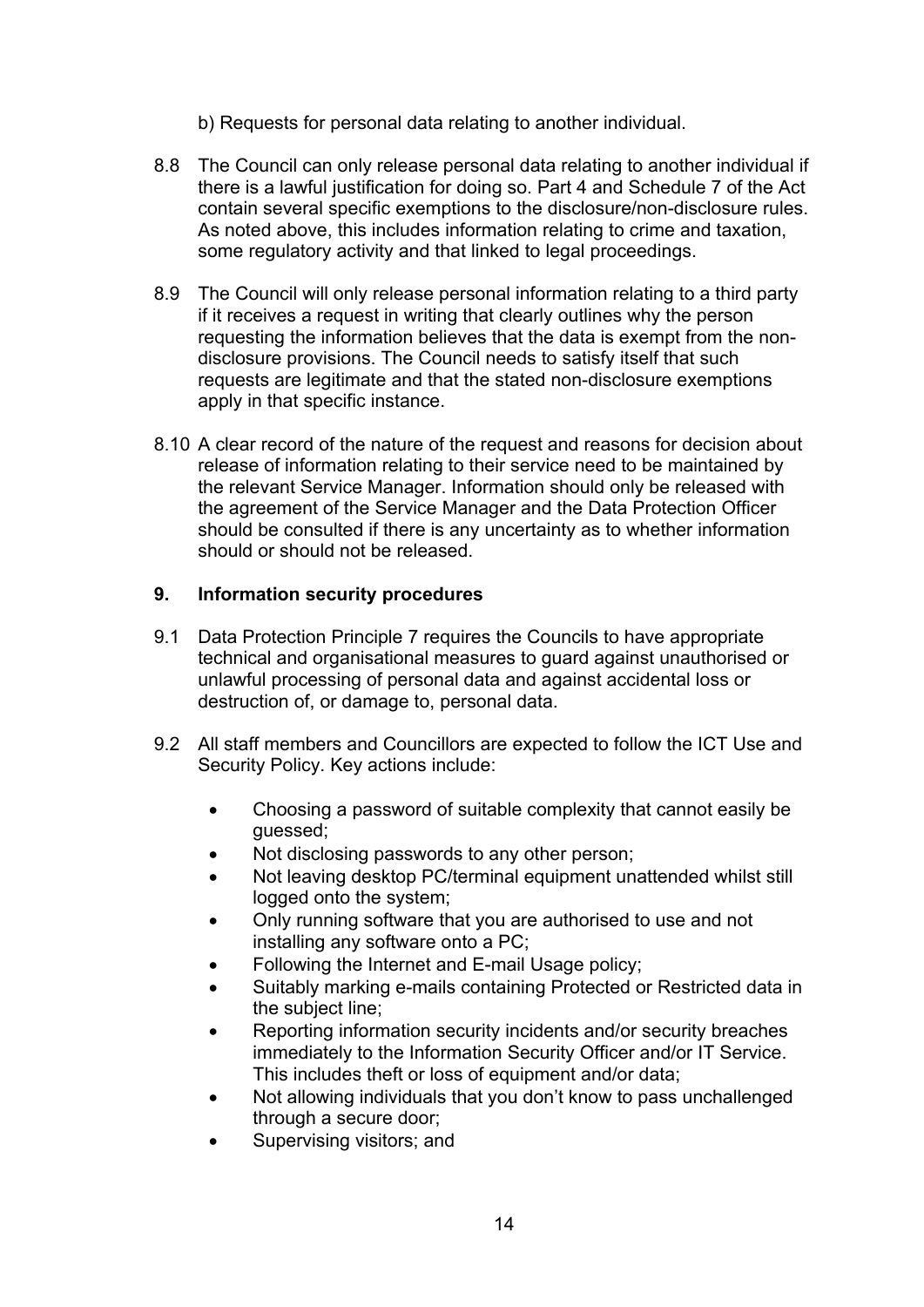b) Requests for personal data relating to another individual.

8.8 The Council can only release personal data relating to another individual if there is a lawful justification for doing so. Part 4 and Schedule 7 of the Act contain several specific exemptions to the disclosure/non-disclosure rules. As noted above, this includes information relating to crime and taxation, some regulatory activity and that linked to legal proceedings.

8.9 The Council will only release personal information relating to a third party if it receives a request in writing that clearly outlines why the person requesting the information believes that the data is exempt from the non-disclosure provisions. The Council needs to satisfy itself that such requests are legitimate and that the stated non-disclosure exemptions apply in that specific instance.

8.10 A clear record of the nature of the request and reasons for decision about release of information relating to their service need to be maintained by the relevant Service Manager. Information should only be released with the agreement of the Service Manager and the Data Protection Officer should be consulted if there is any uncertainty as to whether information should or should not be released.

## 9. Information security procedures

9.1 Data Protection Principle 7 requires the Councils to have appropriate technical and organisational measures to guard against unauthorised or unlawful processing of personal data and against accidental loss or destruction of, or damage to, personal data.

9.2 All staff members and Councillors are expected to follow the ICT Use and Security Policy. Key actions include:

- Choosing a password of suitable complexity that cannot easily be guessed;
- Not disclosing passwords to any other person;
- Not leaving desktop PC/terminal equipment unattended whilst still logged onto the system;
- Only running software that you are authorised to use and not installing any software onto a PC;
- Following the Internet and E-mail Usage policy;
- Suitably marking e-mails containing Protected or Restricted data in the subject line;
- Reporting information security incidents and/or security breaches immediately to the Information Security Officer and/or IT Service. This includes theft or loss of equipment and/or data;
- Not allowing individuals that you don't know to pass unchallenged through a secure door;
- Supervising visitors; and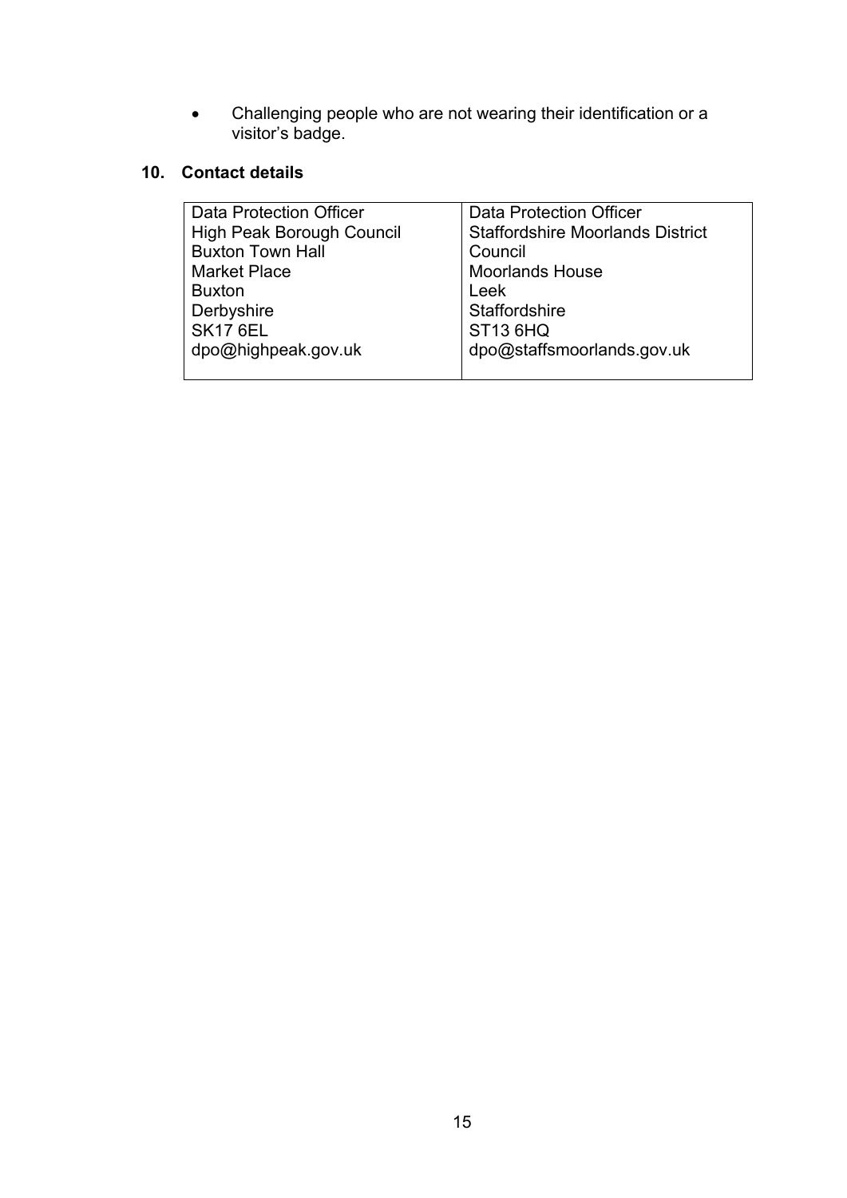- Challenging people who are not wearing their identification or a visitor's badge.

## 10. Contact details

| Data Protection Officer<br>High Peak Borough Council<br>Buxton Town Hall<br>Market Place<br>Buxton<br>Derbyshire<br>SK17 6EL<br>dpo@highpeak.gov.uk | Data Protection Officer<br>Staffordshire Moorlands District Council<br>Moorlands House<br>Leek<br>Staffordshire<br>ST13 6HQ<br>dpo@staffsmoorlands.gov.uk |
|---|---|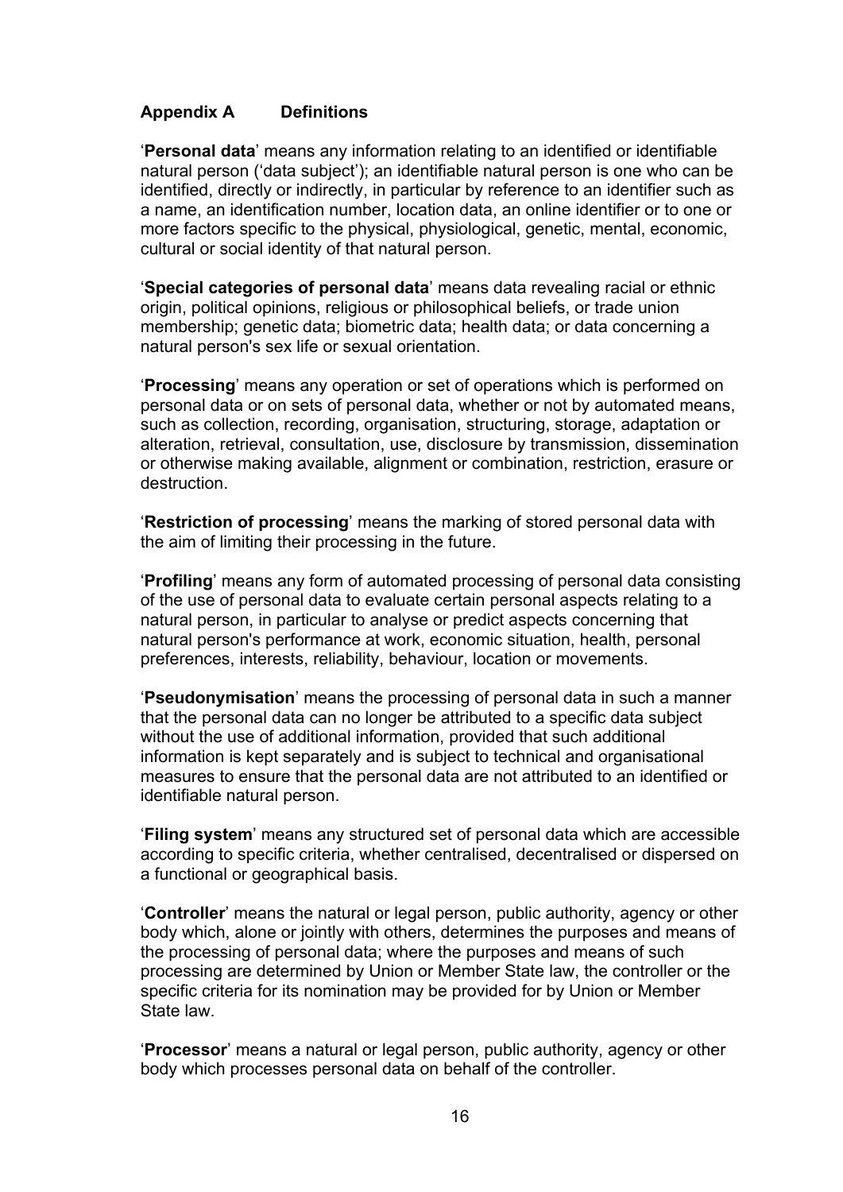## Appendix A Definitions

'**Personal data**' means any information relating to an identified or identifiable natural person ('data subject'); an identifiable natural person is one who can be identified, directly or indirectly, in particular by reference to an identifier such as a name, an identification number, location data, an online identifier or to one or more factors specific to the physical, physiological, genetic, mental, economic, cultural or social identity of that natural person.

'**Special categories of personal data**' means data revealing racial or ethnic origin, political opinions, religious or philosophical beliefs, or trade union membership; genetic data; biometric data; health data; or data concerning a natural person's sex life or sexual orientation.

'**Processing**' means any operation or set of operations which is performed on personal data or on sets of personal data, whether or not by automated means, such as collection, recording, organisation, structuring, storage, adaptation or alteration, retrieval, consultation, use, disclosure by transmission, dissemination or otherwise making available, alignment or combination, restriction, erasure or destruction.

'**Restriction of processing**' means the marking of stored personal data with the aim of limiting their processing in the future.

'**Profiling**' means any form of automated processing of personal data consisting of the use of personal data to evaluate certain personal aspects relating to a natural person, in particular to analyse or predict aspects concerning that natural person's performance at work, economic situation, health, personal preferences, interests, reliability, behaviour, location or movements.

'**Pseudonymisation**' means the processing of personal data in such a manner that the personal data can no longer be attributed to a specific data subject without the use of additional information, provided that such additional information is kept separately and is subject to technical and organisational measures to ensure that the personal data are not attributed to an identified or identifiable natural person.

'**Filing system**' means any structured set of personal data which are accessible according to specific criteria, whether centralised, decentralised or dispersed on a functional or geographical basis.

'**Controller**' means the natural or legal person, public authority, agency or other body which, alone or jointly with others, determines the purposes and means of the processing of personal data; where the purposes and means of such processing are determined by Union or Member State law, the controller or the specific criteria for its nomination may be provided for by Union or Member State law.

'**Processor**' means a natural or legal person, public authority, agency or other body which processes personal data on behalf of the controller.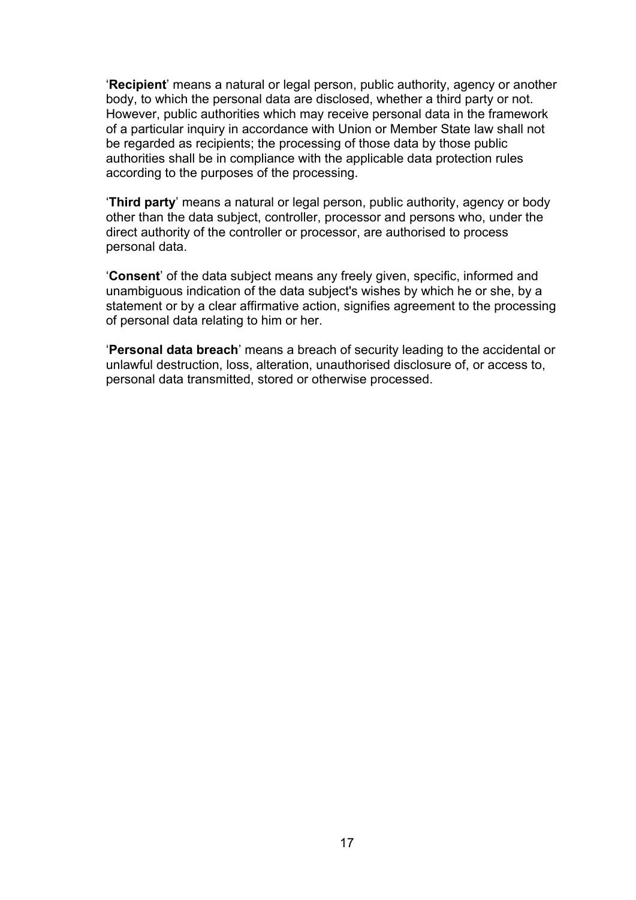'**Recipient**' means a natural or legal person, public authority, agency or another body, to which the personal data are disclosed, whether a third party or not. However, public authorities which may receive personal data in the framework of a particular inquiry in accordance with Union or Member State law shall not be regarded as recipients; the processing of those data by those public authorities shall be in compliance with the applicable data protection rules according to the purposes of the processing.

'**Third party**' means a natural or legal person, public authority, agency or body other than the data subject, controller, processor and persons who, under the direct authority of the controller or processor, are authorised to process personal data.

'**Consent**' of the data subject means any freely given, specific, informed and unambiguous indication of the data subject's wishes by which he or she, by a statement or by a clear affirmative action, signifies agreement to the processing of personal data relating to him or her.

'**Personal data breach**' means a breach of security leading to the accidental or unlawful destruction, loss, alteration, unauthorised disclosure of, or access to, personal data transmitted, stored or otherwise processed.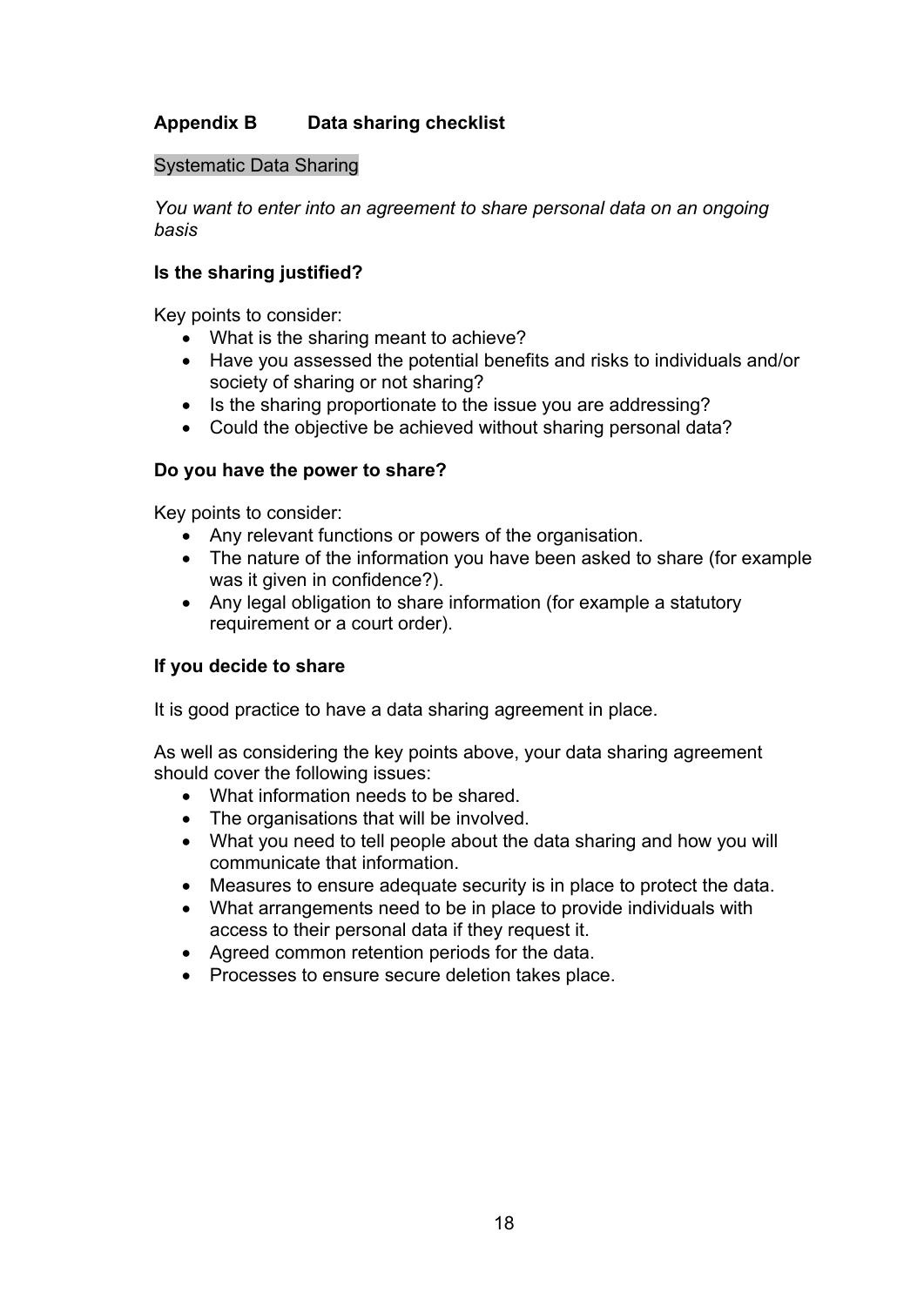## Appendix B Data sharing checklist

Systematic Data Sharing

*You want to enter into an agreement to share personal data on an ongoing basis*

### Is the sharing justified?

Key points to consider:

- What is the sharing meant to achieve?
- Have you assessed the potential benefits and risks to individuals and/or society of sharing or not sharing?
- Is the sharing proportionate to the issue you are addressing?
- Could the objective be achieved without sharing personal data?

### Do you have the power to share?

Key points to consider:

- Any relevant functions or powers of the organisation.
- The nature of the information you have been asked to share (for example was it given in confidence?).
- Any legal obligation to share information (for example a statutory requirement or a court order).

### If you decide to share

It is good practice to have a data sharing agreement in place.

As well as considering the key points above, your data sharing agreement should cover the following issues:

- What information needs to be shared.
- The organisations that will be involved.
- What you need to tell people about the data sharing and how you will communicate that information.
- Measures to ensure adequate security is in place to protect the data.
- What arrangements need to be in place to provide individuals with access to their personal data if they request it.
- Agreed common retention periods for the data.
- Processes to ensure secure deletion takes place.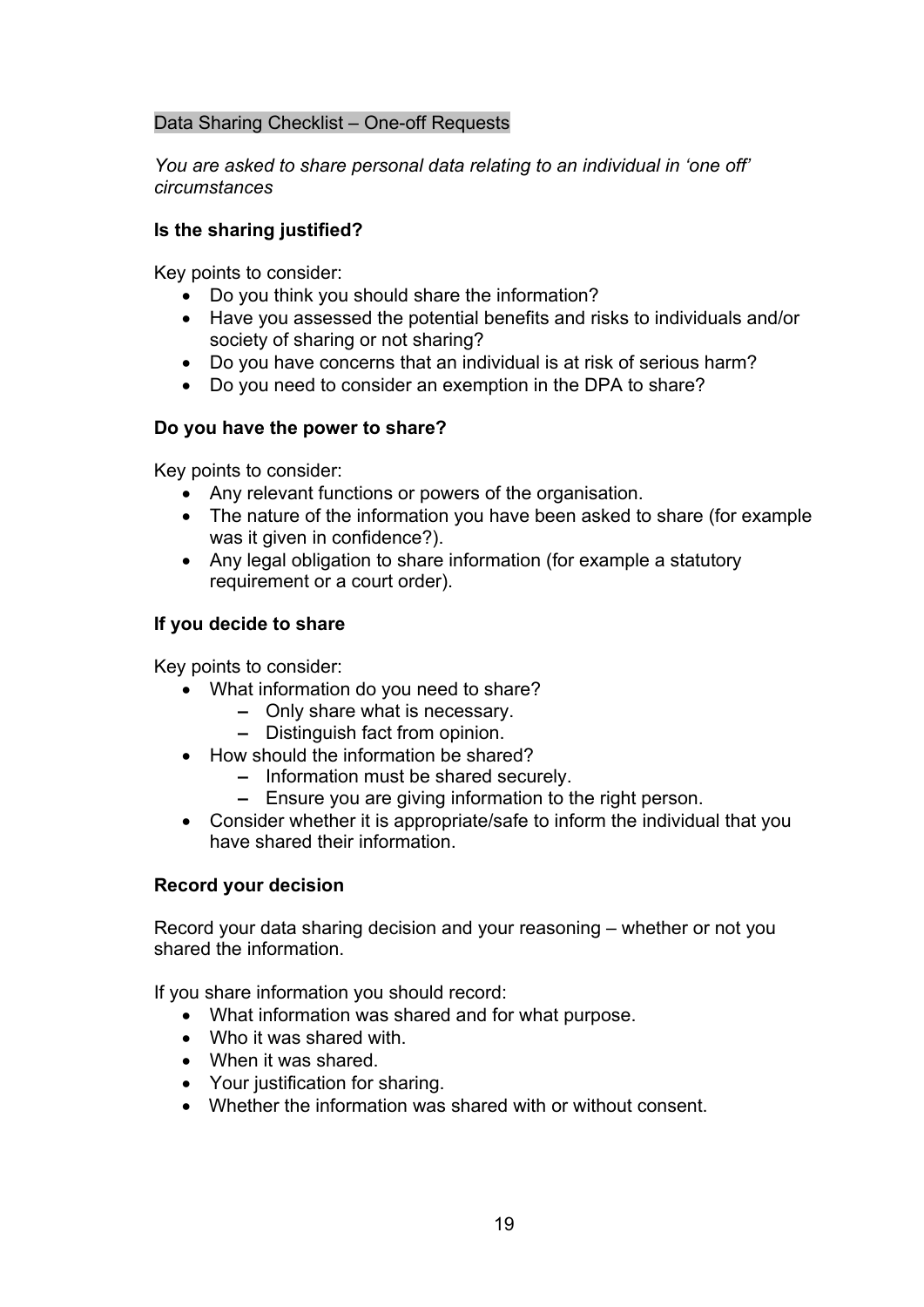## Data Sharing Checklist – One-off Requests

*You are asked to share personal data relating to an individual in 'one off' circumstances*

### Is the sharing justified?

Key points to consider:

- Do you think you should share the information?
- Have you assessed the potential benefits and risks to individuals and/or society of sharing or not sharing?
- Do you have concerns that an individual is at risk of serious harm?
- Do you need to consider an exemption in the DPA to share?

### Do you have the power to share?

Key points to consider:

- Any relevant functions or powers of the organisation.
- The nature of the information you have been asked to share (for example was it given in confidence?).
- Any legal obligation to share information (for example a statutory requirement or a court order).

### If you decide to share

Key points to consider:

- What information do you need to share?
  - Only share what is necessary.
  - Distinguish fact from opinion.
- How should the information be shared?
  - Information must be shared securely.
  - Ensure you are giving information to the right person.
- Consider whether it is appropriate/safe to inform the individual that you have shared their information.

### Record your decision

Record your data sharing decision and your reasoning – whether or not you shared the information.

If you share information you should record:

- What information was shared and for what purpose.
- Who it was shared with.
- When it was shared.
- Your justification for sharing.
- Whether the information was shared with or without consent.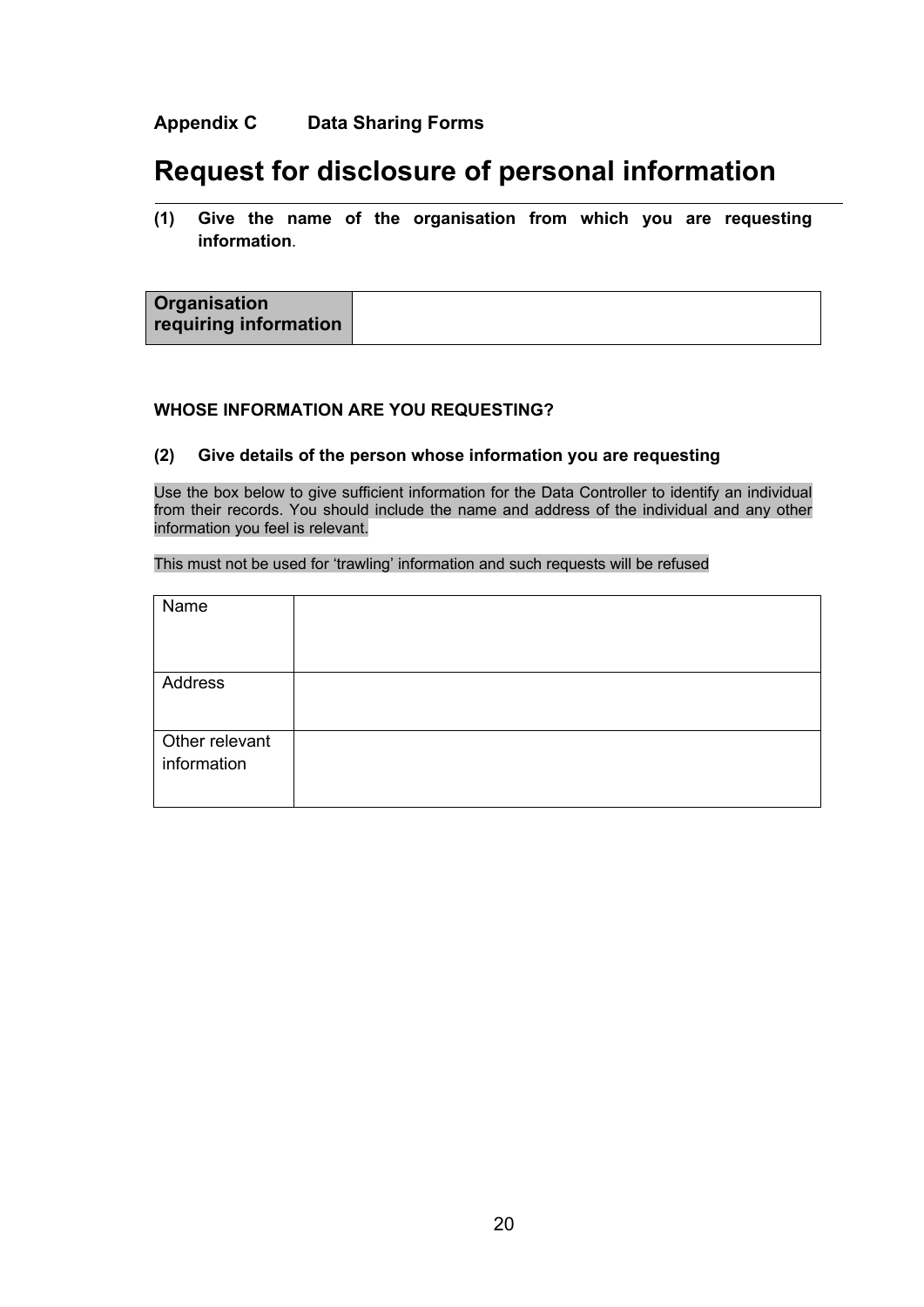**Appendix C Data Sharing Forms**

# Request for disclosure of personal information

**(1) Give the name of the organisation from which you are requesting information.**

| Organisation requiring information | |
|---|---|

**WHOSE INFORMATION ARE YOU REQUESTING?**

**(2) Give details of the person whose information you are requesting**

Use the box below to give sufficient information for the Data Controller to identify an individual from their records. You should include the name and address of the individual and any other information you feel is relevant.

This must not be used for 'trawling' information and such requests will be refused

| Name | |
|---|---|
| Address | |
| Other relevant information | |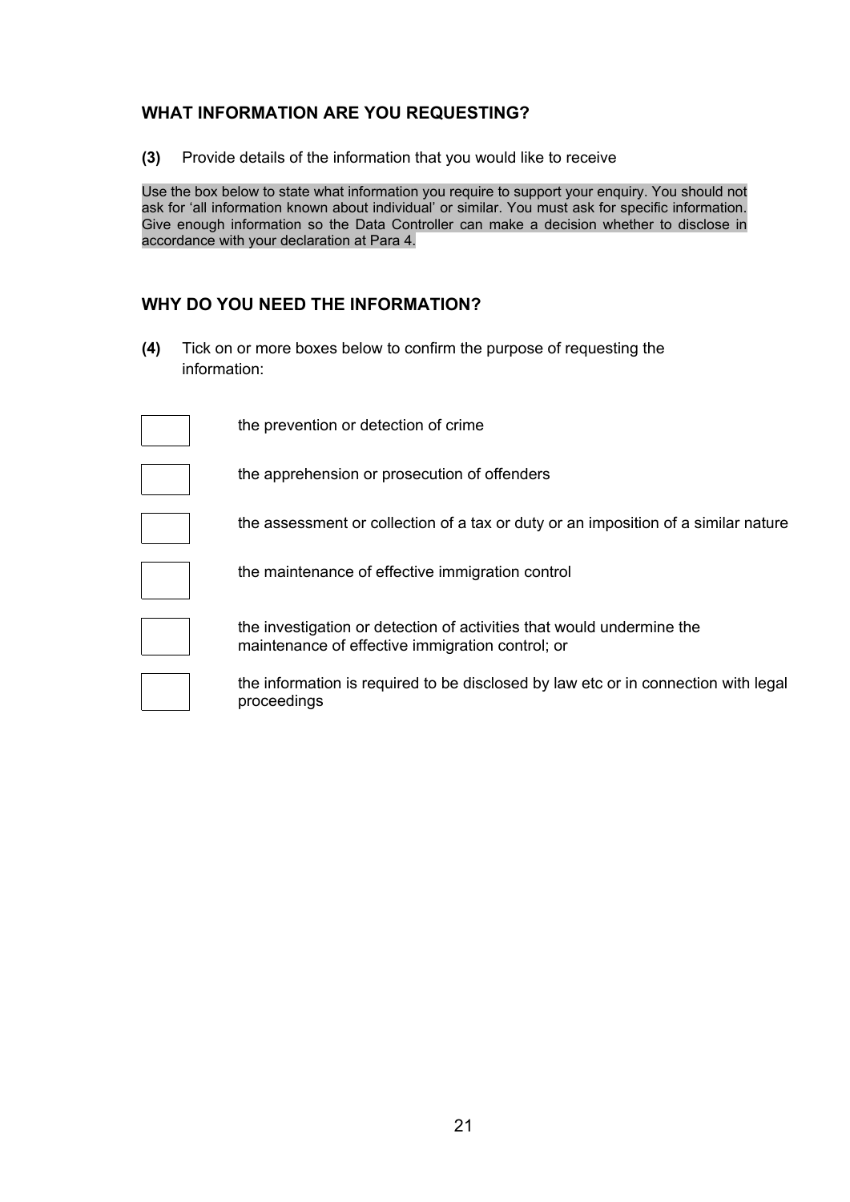## WHAT INFORMATION ARE YOU REQUESTING?

**(3)** Provide details of the information that you would like to receive

Use the box below to state what information you require to support your enquiry. You should not ask for 'all information known about individual' or similar. You must ask for specific information. Give enough information so the Data Controller can make a decision whether to disclose in accordance with your declaration at Para 4.

## WHY DO YOU NEED THE INFORMATION?

**(4)** Tick on or more boxes below to confirm the purpose of requesting the information:

- [ ] the prevention or detection of crime
- [ ] the apprehension or prosecution of offenders
- [ ] the assessment or collection of a tax or duty or an imposition of a similar nature
- [ ] the maintenance of effective immigration control
- [ ] the investigation or detection of activities that would undermine the maintenance of effective immigration control; or
- [ ] the information is required to be disclosed by law etc or in connection with legal proceedings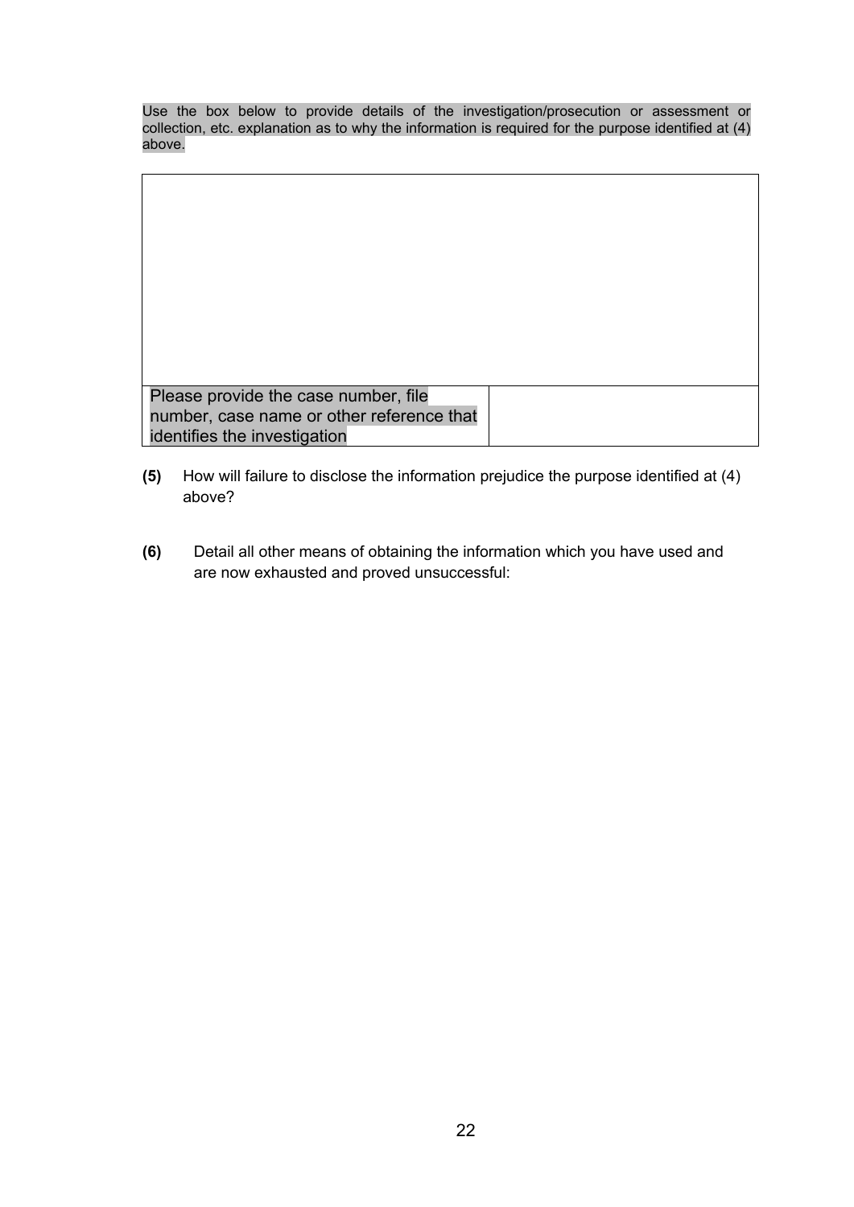Use the box below to provide details of the investigation/prosecution or assessment or collection, etc. explanation as to why the information is required for the purpose identified at (4) above.

| | |
|---|---|
| | |
| Please provide the case number, file number, case name or other reference that identifies the investigation | |

**(5)** How will failure to disclose the information prejudice the purpose identified at (4) above?

**(6)** Detail all other means of obtaining the information which you have used and are now exhausted and proved unsuccessful: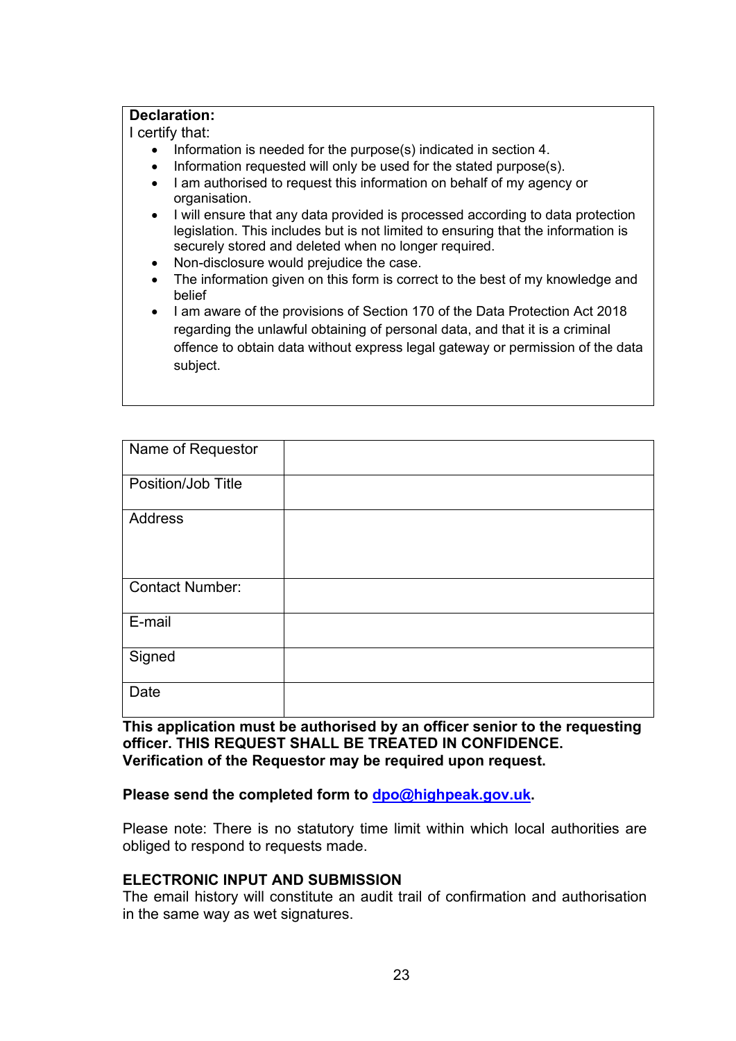**Declaration:**

I certify that:

- Information is needed for the purpose(s) indicated in section 4.
- Information requested will only be used for the stated purpose(s).
- I am authorised to request this information on behalf of my agency or organisation.
- I will ensure that any data provided is processed according to data protection legislation. This includes but is not limited to ensuring that the information is securely stored and deleted when no longer required.
- Non-disclosure would prejudice the case.
- The information given on this form is correct to the best of my knowledge and belief
- I am aware of the provisions of Section 170 of the Data Protection Act 2018 regarding the unlawful obtaining of personal data, and that it is a criminal offence to obtain data without express legal gateway or permission of the data subject.

| Name of Requestor | |
|---|---|
| Position/Job Title | |
| Address | |
| Contact Number: | |
| E-mail | |
| Signed | |
| Date | |

**This application must be authorised by an officer senior to the requesting officer. THIS REQUEST SHALL BE TREATED IN CONFIDENCE. Verification of the Requestor may be required upon request.**

**Please send the completed form to dpo@highpeak.gov.uk.**

Please note: There is no statutory time limit within which local authorities are obliged to respond to requests made.

**ELECTRONIC INPUT AND SUBMISSION**

The email history will constitute an audit trail of confirmation and authorisation in the same way as wet signatures.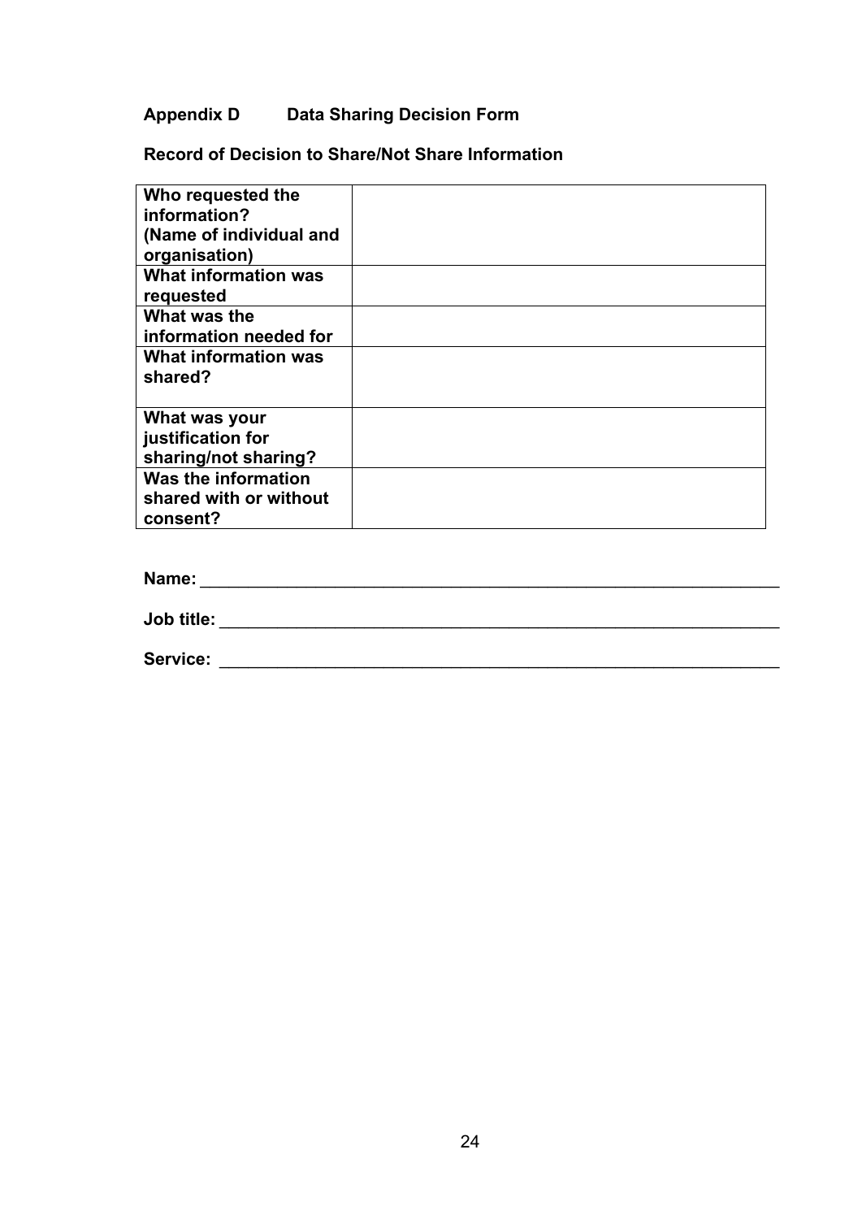## Appendix D Data Sharing Decision Form

**Record of Decision to Share/Not Share Information**

| | |
|---|---|
| **Who requested the information? (Name of individual and organisation)** | |
| **What information was requested** | |
| **What was the information needed for** | |
| **What information was shared?** | |
| **What was your justification for sharing/not sharing?** | |
| **Was the information shared with or without consent?** | |

**Name:** ____________________________________________

**Job title:** ____________________________________________

**Service:** ____________________________________________